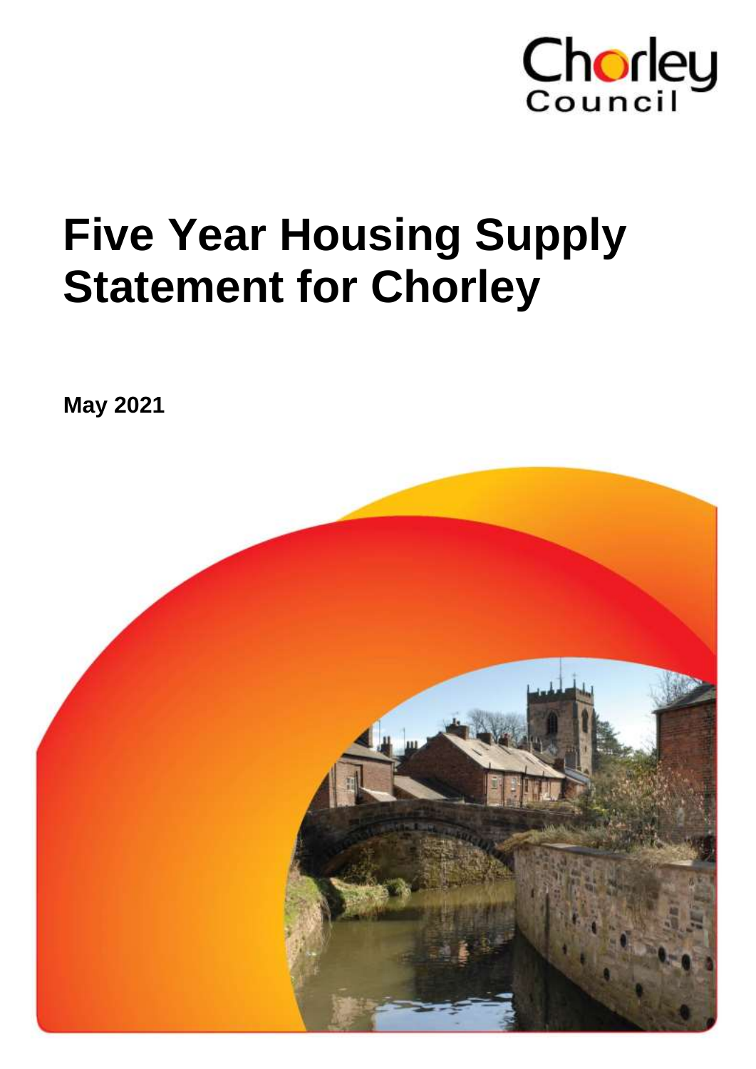Chorley Council

# Five Year Housing Supply Statement for Chorley

**May 2021**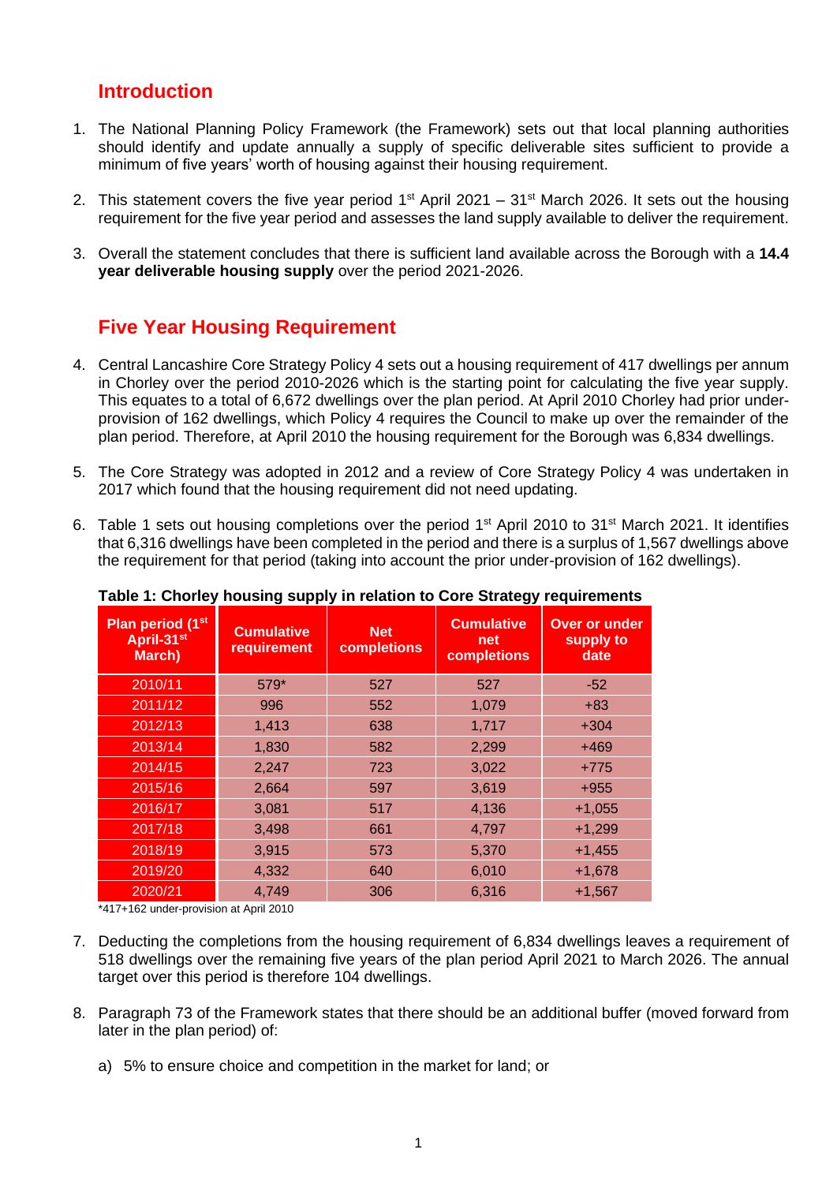## Introduction

1. The National Planning Policy Framework (the Framework) sets out that local planning authorities should identify and update annually a supply of specific deliverable sites sufficient to provide a minimum of five years' worth of housing against their housing requirement.

2. This statement covers the five year period 1st April 2021 – 31st March 2026. It sets out the housing requirement for the five year period and assesses the land supply available to deliver the requirement.

3. Overall the statement concludes that there is sufficient land available across the Borough with a **14.4 year deliverable housing supply** over the period 2021-2026.

## Five Year Housing Requirement

4. Central Lancashire Core Strategy Policy 4 sets out a housing requirement of 417 dwellings per annum in Chorley over the period 2010-2026 which is the starting point for calculating the five year supply. This equates to a total of 6,672 dwellings over the plan period. At April 2010 Chorley had prior under-provision of 162 dwellings, which Policy 4 requires the Council to make up over the remainder of the plan period. Therefore, at April 2010 the housing requirement for the Borough was 6,834 dwellings.

5. The Core Strategy was adopted in 2012 and a review of Core Strategy Policy 4 was undertaken in 2017 which found that the housing requirement did not need updating.

6. Table 1 sets out housing completions over the period 1st April 2010 to 31st March 2021. It identifies that 6,316 dwellings have been completed in the period and there is a surplus of 1,567 dwellings above the requirement for that period (taking into account the prior under-provision of 162 dwellings).

**Table 1: Chorley housing supply in relation to Core Strategy requirements**

| Plan period (1st April-31st March) | Cumulative requirement | Net completions | Cumulative net completions | Over or under supply to date |
|---|---|---|---|---|
| 2010/11 | 579* | 527 | 527 | -52 |
| 2011/12 | 996 | 552 | 1,079 | +83 |
| 2012/13 | 1,413 | 638 | 1,717 | +304 |
| 2013/14 | 1,830 | 582 | 2,299 | +469 |
| 2014/15 | 2,247 | 723 | 3,022 | +775 |
| 2015/16 | 2,664 | 597 | 3,619 | +955 |
| 2016/17 | 3,081 | 517 | 4,136 | +1,055 |
| 2017/18 | 3,498 | 661 | 4,797 | +1,299 |
| 2018/19 | 3,915 | 573 | 5,370 | +1,455 |
| 2019/20 | 4,332 | 640 | 6,010 | +1,678 |
| 2020/21 | 4,749 | 306 | 6,316 | +1,567 |

*417+162 under-provision at April 2010

7. Deducting the completions from the housing requirement of 6,834 dwellings leaves a requirement of 518 dwellings over the remaining five years of the plan period April 2021 to March 2026. The annual target over this period is therefore 104 dwellings.

8. Paragraph 73 of the Framework states that there should be an additional buffer (moved forward from later in the plan period) of:

   a) 5% to ensure choice and competition in the market for land; or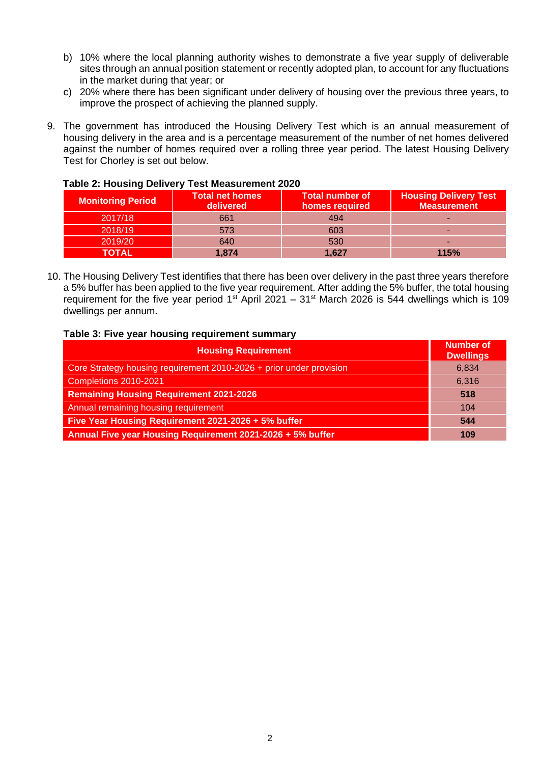b) 10% where the local planning authority wishes to demonstrate a five year supply of deliverable sites through an annual position statement or recently adopted plan, to account for any fluctuations in the market during that year; or
c) 20% where there has been significant under delivery of housing over the previous three years, to improve the prospect of achieving the planned supply.

9. The government has introduced the Housing Delivery Test which is an annual measurement of housing delivery in the area and is a percentage measurement of the number of net homes delivered against the number of homes required over a rolling three year period. The latest Housing Delivery Test for Chorley is set out below.

**Table 2: Housing Delivery Test Measurement 2020**

| Monitoring Period | Total net homes delivered | Total number of homes required | Housing Delivery Test Measurement |
|---|---|---|---|
| 2017/18 | 661 | 494 | - |
| 2018/19 | 573 | 603 | - |
| 2019/20 | 640 | 530 | - |
| **TOTAL** | **1,874** | **1,627** | **115%** |

10. The Housing Delivery Test identifies that there has been over delivery in the past three years therefore a 5% buffer has been applied to the five year requirement. After adding the 5% buffer, the total housing requirement for the five year period 1st April 2021 – 31st March 2026 is 544 dwellings which is 109 dwellings per annum**.**

**Table 3: Five year housing requirement summary**

| Housing Requirement | Number of Dwellings |
|---|---|
| Core Strategy housing requirement 2010-2026 + prior under provision | 6,834 |
| Completions 2010-2021 | 6,316 |
| **Remaining Housing Requirement 2021-2026** | **518** |
| Annual remaining housing requirement | 104 |
| **Five Year Housing Requirement 2021-2026 + 5% buffer** | **544** |
| **Annual Five year Housing Requirement 2021-2026 + 5% buffer** | **109** |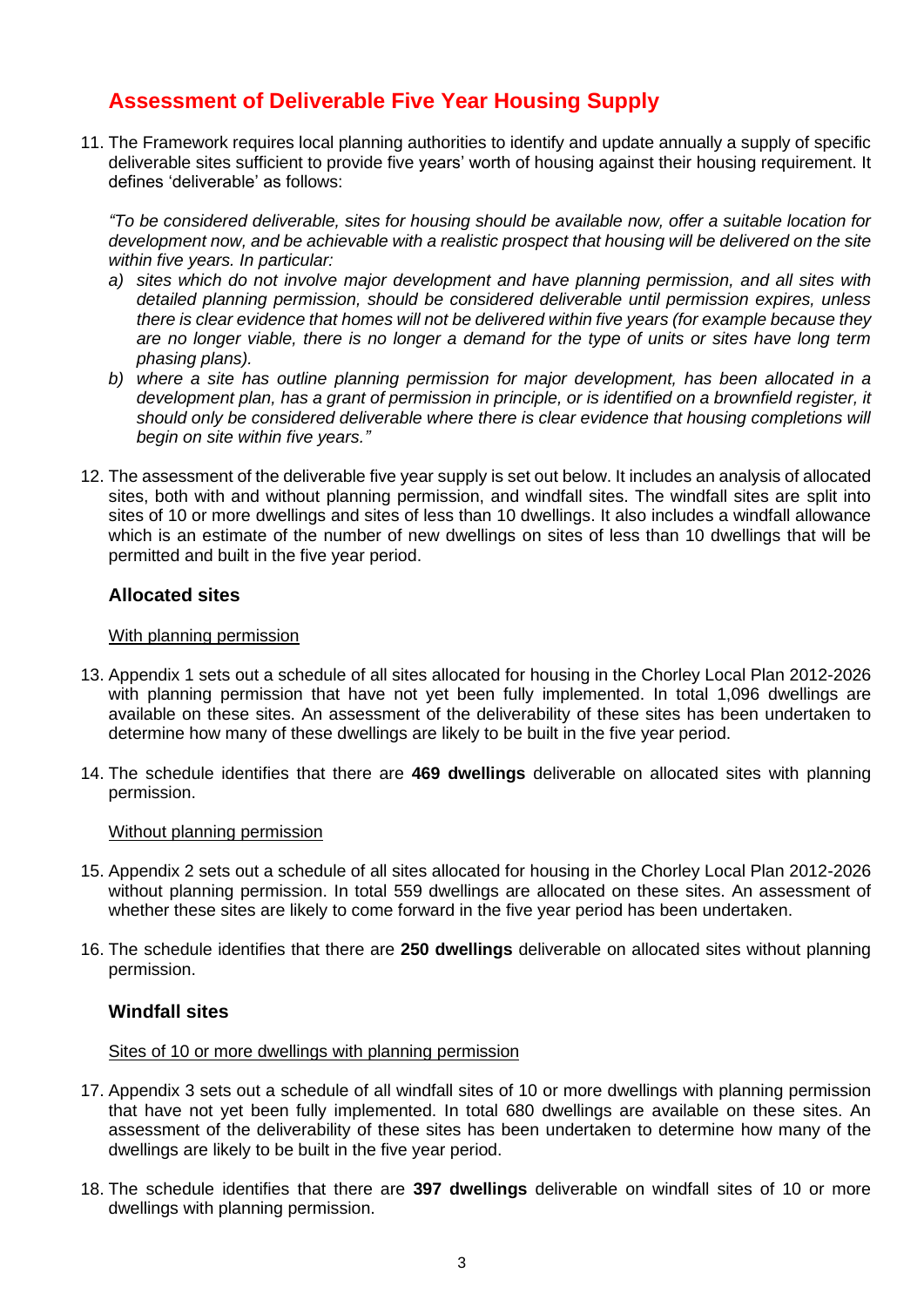## Assessment of Deliverable Five Year Housing Supply

11. The Framework requires local planning authorities to identify and update annually a supply of specific deliverable sites sufficient to provide five years' worth of housing against their housing requirement. It defines 'deliverable' as follows:

    *"To be considered deliverable, sites for housing should be available now, offer a suitable location for development now, and be achievable with a realistic prospect that housing will be delivered on the site within five years. In particular:*

    *a) sites which do not involve major development and have planning permission, and all sites with detailed planning permission, should be considered deliverable until permission expires, unless there is clear evidence that homes will not be delivered within five years (for example because they are no longer viable, there is no longer a demand for the type of units or sites have long term phasing plans).*

    *b) where a site has outline planning permission for major development, has been allocated in a development plan, has a grant of permission in principle, or is identified on a brownfield register, it should only be considered deliverable where there is clear evidence that housing completions will begin on site within five years."*

12. The assessment of the deliverable five year supply is set out below. It includes an analysis of allocated sites, both with and without planning permission, and windfall sites. The windfall sites are split into sites of 10 or more dwellings and sites of less than 10 dwellings. It also includes a windfall allowance which is an estimate of the number of new dwellings on sites of less than 10 dwellings that will be permitted and built in the five year period.

### Allocated sites

With planning permission

13. Appendix 1 sets out a schedule of all sites allocated for housing in the Chorley Local Plan 2012-2026 with planning permission that have not yet been fully implemented. In total 1,096 dwellings are available on these sites. An assessment of the deliverability of these sites has been undertaken to determine how many of these dwellings are likely to be built in the five year period.

14. The schedule identifies that there are **469 dwellings** deliverable on allocated sites with planning permission.

Without planning permission

15. Appendix 2 sets out a schedule of all sites allocated for housing in the Chorley Local Plan 2012-2026 without planning permission. In total 559 dwellings are allocated on these sites. An assessment of whether these sites are likely to come forward in the five year period has been undertaken.

16. The schedule identifies that there are **250 dwellings** deliverable on allocated sites without planning permission.

### Windfall sites

Sites of 10 or more dwellings with planning permission

17. Appendix 3 sets out a schedule of all windfall sites of 10 or more dwellings with planning permission that have not yet been fully implemented. In total 680 dwellings are available on these sites. An assessment of the deliverability of these sites has been undertaken to determine how many of the dwellings are likely to be built in the five year period.

18. The schedule identifies that there are **397 dwellings** deliverable on windfall sites of 10 or more dwellings with planning permission.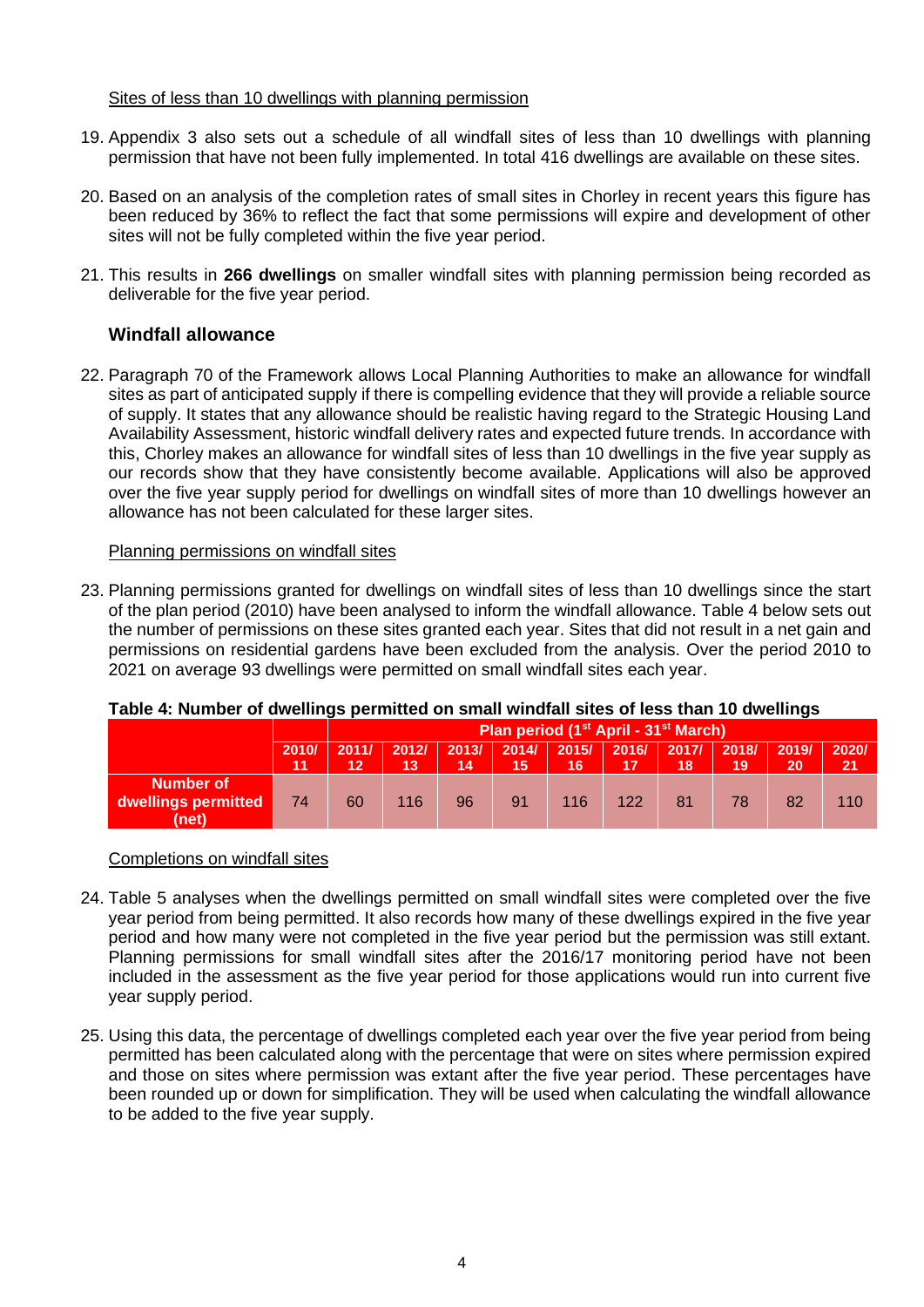Sites of less than 10 dwellings with planning permission

19. Appendix 3 also sets out a schedule of all windfall sites of less than 10 dwellings with planning permission that have not been fully implemented. In total 416 dwellings are available on these sites.

20. Based on an analysis of the completion rates of small sites in Chorley in recent years this figure has been reduced by 36% to reflect the fact that some permissions will expire and development of other sites will not be fully completed within the five year period.

21. This results in **266 dwellings** on smaller windfall sites with planning permission being recorded as deliverable for the five year period.

## Windfall allowance

22. Paragraph 70 of the Framework allows Local Planning Authorities to make an allowance for windfall sites as part of anticipated supply if there is compelling evidence that they will provide a reliable source of supply. It states that any allowance should be realistic having regard to the Strategic Housing Land Availability Assessment, historic windfall delivery rates and expected future trends. In accordance with this, Chorley makes an allowance for windfall sites of less than 10 dwellings in the five year supply as our records show that they have consistently become available. Applications will also be approved over the five year supply period for dwellings on windfall sites of more than 10 dwellings however an allowance has not been calculated for these larger sites.

Planning permissions on windfall sites

23. Planning permissions granted for dwellings on windfall sites of less than 10 dwellings since the start of the plan period (2010) have been analysed to inform the windfall allowance. Table 4 below sets out the number of permissions on these sites granted each year. Sites that did not result in a net gain and permissions on residential gardens have been excluded from the analysis. Over the period 2010 to 2021 on average 93 dwellings were permitted on small windfall sites each year.

**Table 4: Number of dwellings permitted on small windfall sites of less than 10 dwellings**

| | | Plan period (1st April - 31st March) | | | | | | | | | |
|---|---|---|---|---|---|---|---|---|---|---|---|
| | 2010/11 | 2011/12 | 2012/13 | 2013/14 | 2014/15 | 2015/16 | 2016/17 | 2017/18 | 2018/19 | 2019/20 | 2020/21 |
| Number of dwellings permitted (net) | 74 | 60 | 116 | 96 | 91 | 116 | 122 | 81 | 78 | 82 | 110 |

Completions on windfall sites

24. Table 5 analyses when the dwellings permitted on small windfall sites were completed over the five year period from being permitted. It also records how many of these dwellings expired in the five year period and how many were not completed in the five year period but the permission was still extant. Planning permissions for small windfall sites after the 2016/17 monitoring period have not been included in the assessment as the five year period for those applications would run into current five year supply period.

25. Using this data, the percentage of dwellings completed each year over the five year period from being permitted has been calculated along with the percentage that were on sites where permission expired and those on sites where permission was extant after the five year period. These percentages have been rounded up or down for simplification. They will be used when calculating the windfall allowance to be added to the five year supply.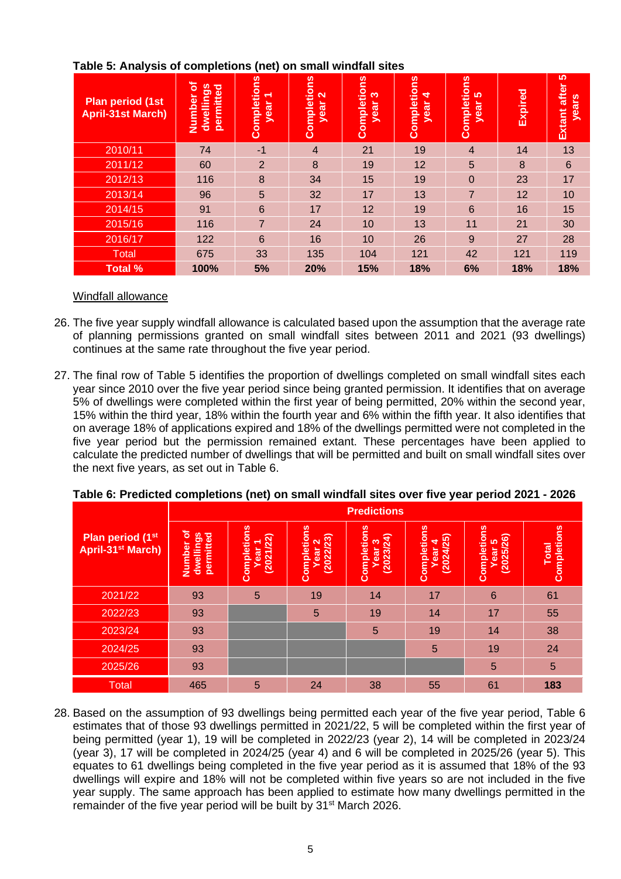**Table 5: Analysis of completions (net) on small windfall sites**

| Plan period (1st April-31st March) | Number of dwellings permitted | Completions year 1 | Completions year 2 | Completions year 3 | Completions year 4 | Completions year 5 | Expired | Extant after 5 years |
|---|---|---|---|---|---|---|---|---|
| 2010/11 | 74 | -1 | 4 | 21 | 19 | 4 | 14 | 13 |
| 2011/12 | 60 | 2 | 8 | 19 | 12 | 5 | 8 | 6 |
| 2012/13 | 116 | 8 | 34 | 15 | 19 | 0 | 23 | 17 |
| 2013/14 | 96 | 5 | 32 | 17 | 13 | 7 | 12 | 10 |
| 2014/15 | 91 | 6 | 17 | 12 | 19 | 6 | 16 | 15 |
| 2015/16 | 116 | 7 | 24 | 10 | 13 | 11 | 21 | 30 |
| 2016/17 | 122 | 6 | 16 | 10 | 26 | 9 | 27 | 28 |
| Total | 675 | 33 | 135 | 104 | 121 | 42 | 121 | 119 |
| **Total %** | **100%** | **5%** | **20%** | **15%** | **18%** | **6%** | **18%** | **18%** |

Windfall allowance

26. The five year supply windfall allowance is calculated based upon the assumption that the average rate of planning permissions granted on small windfall sites between 2011 and 2021 (93 dwellings) continues at the same rate throughout the five year period.

27. The final row of Table 5 identifies the proportion of dwellings completed on small windfall sites each year since 2010 over the five year period since being granted permission. It identifies that on average 5% of dwellings were completed within the first year of being permitted, 20% within the second year, 15% within the third year, 18% within the fourth year and 6% within the fifth year. It also identifies that on average 18% of applications expired and 18% of the dwellings permitted were not completed in the five year period but the permission remained extant. These percentages have been applied to calculate the predicted number of dwellings that will be permitted and built on small windfall sites over the next five years, as set out in Table 6.

**Table 6: Predicted completions (net) on small windfall sites over five year period 2021 - 2026**

| Plan period (1st April-31st March) | Predictions | | | | | | |
|---|---|---|---|---|---|---|---|
| | Number of dwellings permitted | Completions Year 1 (2021/22) | Completions Year 2 (2022/23) | Completions Year 3 (2023/24) | Completions Year 4 (2024/25) | Completions Year 5 (2025/26) | Total Completions |
| 2021/22 | 93 | 5 | 19 | 14 | 17 | 6 | 61 |
| 2022/23 | 93 | | 5 | 19 | 14 | 17 | 55 |
| 2023/24 | 93 | | | 5 | 19 | 14 | 38 |
| 2024/25 | 93 | | | | 5 | 19 | 24 |
| 2025/26 | 93 | | | | | 5 | 5 |
| Total | 465 | 5 | 24 | 38 | 55 | 61 | **183** |

28. Based on the assumption of 93 dwellings being permitted each year of the five year period, Table 6 estimates that of those 93 dwellings permitted in 2021/22, 5 will be completed within the first year of being permitted (year 1), 19 will be completed in 2022/23 (year 2), 14 will be completed in 2023/24 (year 3), 17 will be completed in 2024/25 (year 4) and 6 will be completed in 2025/26 (year 5). This equates to 61 dwellings being completed in the five year period as it is assumed that 18% of the 93 dwellings will expire and 18% will not be completed within five years so are not included in the five year supply. The same approach has been applied to estimate how many dwellings permitted in the remainder of the five year period will be built by 31st March 2026.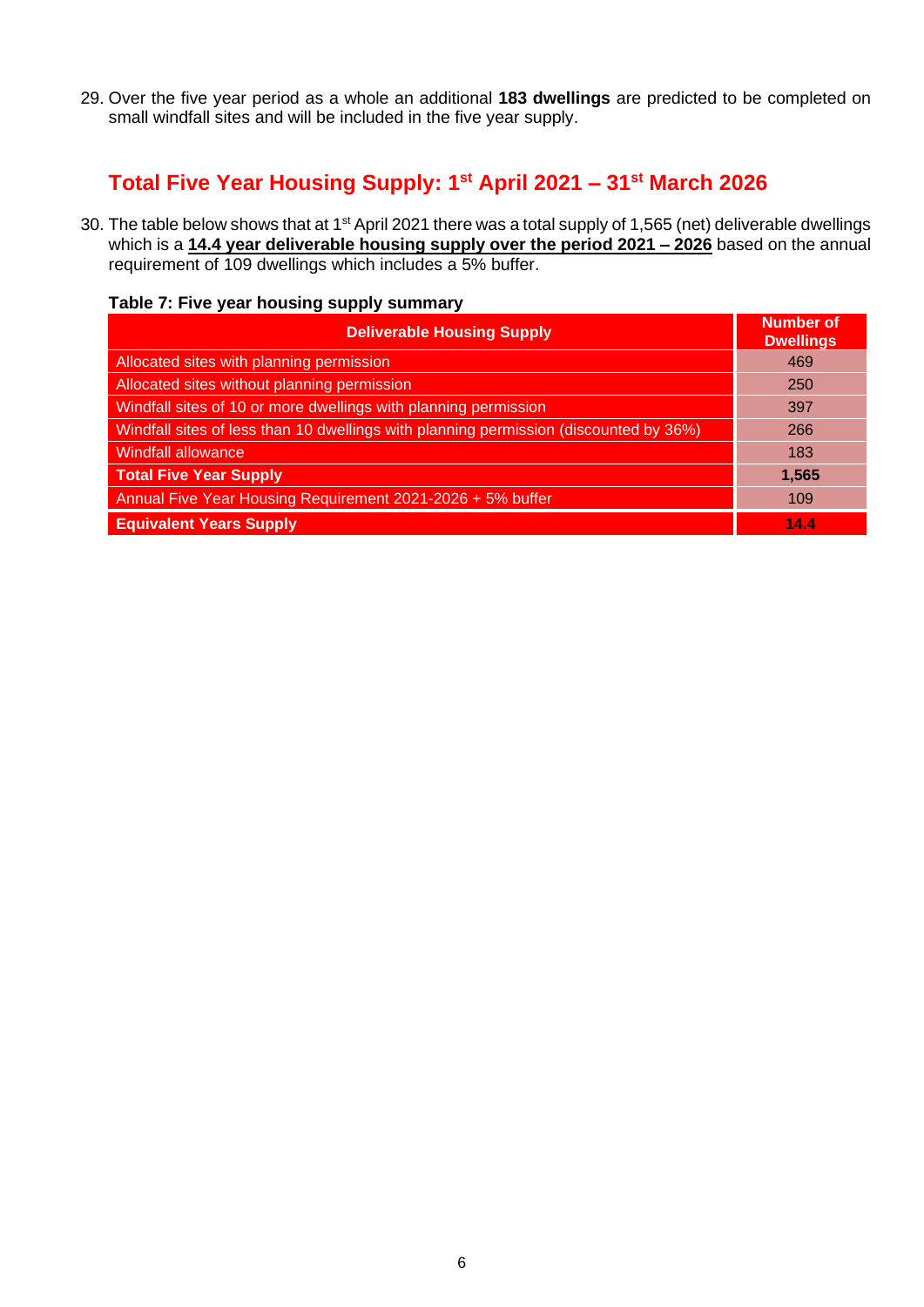29. Over the five year period as a whole an additional **183 dwellings** are predicted to be completed on small windfall sites and will be included in the five year supply.

## Total Five Year Housing Supply: 1st April 2021 – 31st March 2026

30. The table below shows that at 1st April 2021 there was a total supply of 1,565 (net) deliverable dwellings which is a **14.4 year deliverable housing supply over the period 2021 – 2026** based on the annual requirement of 109 dwellings which includes a 5% buffer.

**Table 7: Five year housing supply summary**

| Deliverable Housing Supply | Number of Dwellings |
|---|---|
| Allocated sites with planning permission | 469 |
| Allocated sites without planning permission | 250 |
| Windfall sites of 10 or more dwellings with planning permission | 397 |
| Windfall sites of less than 10 dwellings with planning permission (discounted by 36%) | 266 |
| Windfall allowance | 183 |
| **Total Five Year Supply** | **1,565** |
| Annual Five Year Housing Requirement 2021-2026 + 5% buffer | 109 |
| **Equivalent Years Supply** | **14.4** |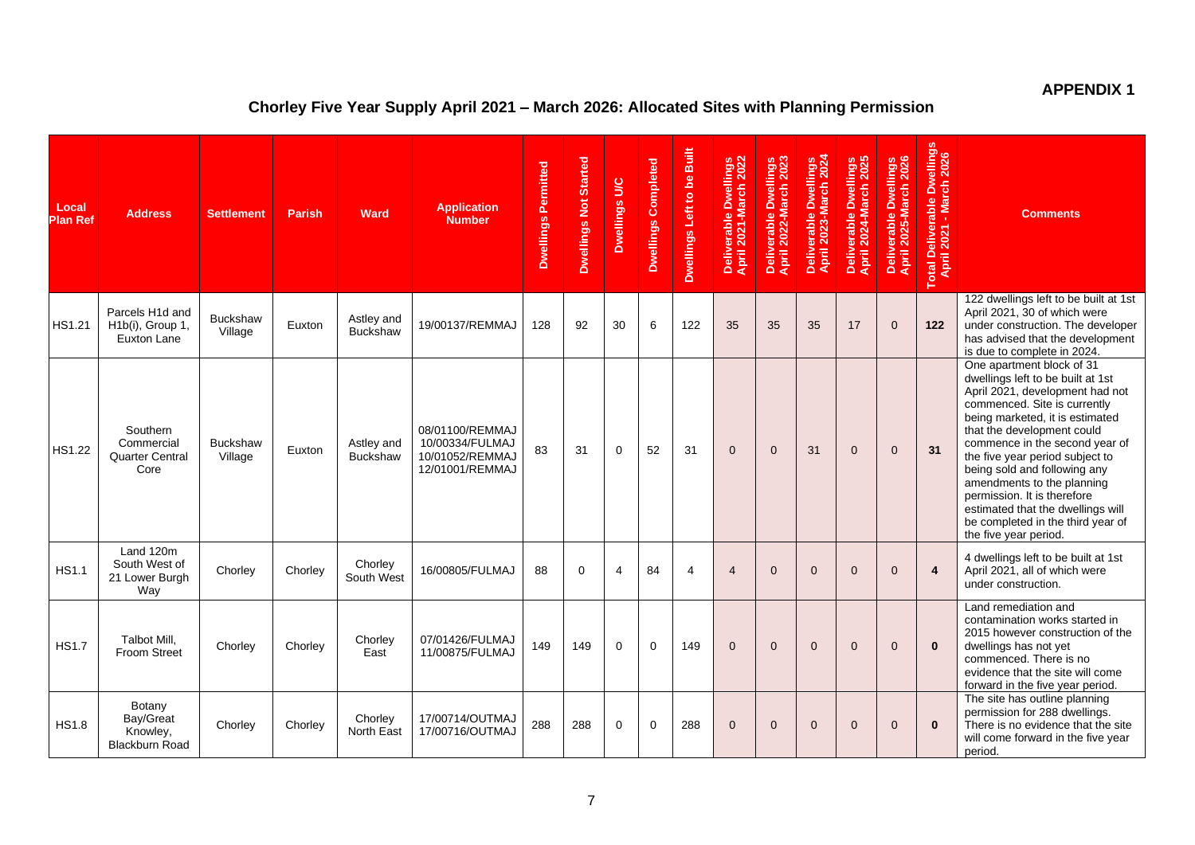**APPENDIX 1**

## Chorley Five Year Supply April 2021 – March 2026: Allocated Sites with Planning Permission

| Local Plan Ref | Address | Settlement | Parish | Ward | Application Number | Dwellings Permitted | Dwellings Not Started | Dwellings U/C | Dwellings Completed | Dwellings Left to be Built | Deliverable Dwellings April 2021-March 2022 | Deliverable Dwellings April 2022-March 2023 | Deliverable Dwellings April 2023-March 2024 | Deliverable Dwellings April 2024-March 2025 | Deliverable Dwellings April 2025-March 2026 | Total Deliverable Dwellings April 2021 - March 2026 | Comments |
|---|---|---|---|---|---|---|---|---|---|---|---|---|---|---|---|---|---|
| HS1.21 | Parcels H1d and H1b(i), Group 1, Euxton Lane | Buckshaw Village | Euxton | Astley and Buckshaw | 19/00137/REMMAJ | 128 | 92 | 30 | 6 | 122 | 35 | 35 | 35 | 17 | 0 | **122** | 122 dwellings left to be built at 1st April 2021, 30 of which were under construction. The developer has advised that the development is due to complete in 2024. |
| HS1.22 | Southern Commercial Quarter Central Core | Buckshaw Village | Euxton | Astley and Buckshaw | 08/01100/REMMAJ 10/00334/FULMAJ 10/01052/REMMAJ 12/01001/REMMAJ | 83 | 31 | 0 | 52 | 31 | 0 | 0 | 31 | 0 | 0 | **31** | One apartment block of 31 dwellings left to be built at 1st April 2021, development had not commenced. Site is currently being marketed, it is estimated that the development could commence in the second year of the five year period subject to being sold and following any amendments to the planning permission. It is therefore estimated that the dwellings will be completed in the third year of the five year period. |
| HS1.1 | Land 120m South West of 21 Lower Burgh Way | Chorley | Chorley | Chorley South West | 16/00805/FULMAJ | 88 | 0 | 4 | 84 | 4 | 4 | 0 | 0 | 0 | 0 | **4** | 4 dwellings left to be built at 1st April 2021, all of which were under construction. |
| HS1.7 | Talbot Mill, Froom Street | Chorley | Chorley | Chorley East | 07/01426/FULMAJ 11/00875/FULMAJ | 149 | 149 | 0 | 0 | 149 | 0 | 0 | 0 | 0 | 0 | **0** | Land remediation and contamination works started in 2015 however construction of the dwellings has not yet commenced. There is no evidence that the site will come forward in the five year period. |
| HS1.8 | Botany Bay/Great Knowley, Blackburn Road | Chorley | Chorley | Chorley North East | 17/00714/OUTMAJ 17/00716/OUTMAJ | 288 | 288 | 0 | 0 | 288 | 0 | 0 | 0 | 0 | 0 | **0** | The site has outline planning permission for 288 dwellings. There is no evidence that the site will come forward in the five year period. |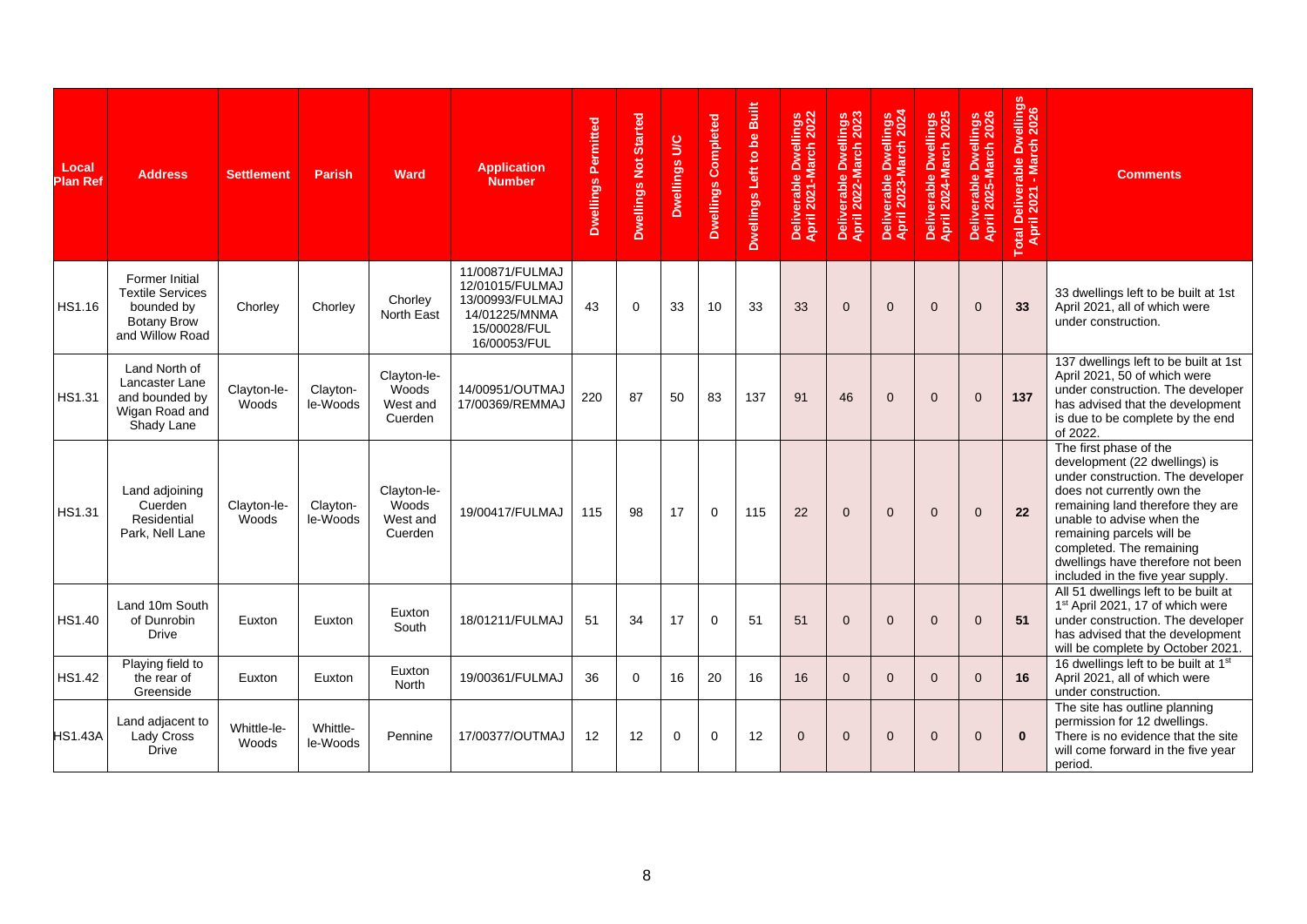| Local Plan Ref | Address | Settlement | Parish | Ward | Application Number | Dwellings Permitted | Dwellings Not Started | Dwellings U/C | Dwellings Completed | Dwellings Left to be Built | Deliverable Dwellings April 2021-March 2022 | Deliverable Dwellings April 2022-March 2023 | Deliverable Dwellings April 2023-March 2024 | Deliverable Dwellings April 2024-March 2025 | Deliverable Dwellings April 2025-March 2026 | Total Deliverable Dwellings April 2021 - March 2026 | Comments |
|---|---|---|---|---|---|---|---|---|---|---|---|---|---|---|---|---|---|
| HS1.16 | Former Initial Textile Services bounded by Botany Brow and Willow Road | Chorley | Chorley | Chorley North East | 11/00871/FULMAJ 12/01015/FULMAJ 13/00993/FULMAJ 14/01225/MNMA 15/00028/FUL 16/00053/FUL | 43 | 0 | 33 | 10 | 33 | 33 | 0 | 0 | 0 | 0 | **33** | 33 dwellings left to be built at 1st April 2021, all of which were under construction. |
| HS1.31 | Land North of Lancaster Lane and bounded by Wigan Road and Shady Lane | Clayton-le-Woods | Clayton-le-Woods | Clayton-le-Woods West and Cuerden | 14/00951/OUTMAJ 17/00369/REMMAJ | 220 | 87 | 50 | 83 | 137 | 91 | 46 | 0 | 0 | 0 | **137** | 137 dwellings left to be built at 1st April 2021, 50 of which were under construction. The developer has advised that the development is due to be complete by the end of 2022. |
| HS1.31 | Land adjoining Cuerden Residential Park, Nell Lane | Clayton-le-Woods | Clayton-le-Woods | Clayton-le-Woods West and Cuerden | 19/00417/FULMAJ | 115 | 98 | 17 | 0 | 115 | 22 | 0 | 0 | 0 | 0 | **22** | The first phase of the development (22 dwellings) is under construction. The developer does not currently own the remaining land therefore they are unable to advise when the remaining parcels will be completed. The remaining dwellings have therefore not been included in the five year supply. |
| HS1.40 | Land 10m South of Dunrobin Drive | Euxton | Euxton | Euxton South | 18/01211/FULMAJ | 51 | 34 | 17 | 0 | 51 | 51 | 0 | 0 | 0 | 0 | **51** | All 51 dwellings left to be built at 1st April 2021, 17 of which were under construction. The developer has advised that the development will be complete by October 2021. |
| HS1.42 | Playing field to the rear of Greenside | Euxton | Euxton | Euxton North | 19/00361/FULMAJ | 36 | 0 | 16 | 20 | 16 | 16 | 0 | 0 | 0 | 0 | **16** | 16 dwellings left to be built at 1st April 2021, all of which were under construction. |
| HS1.43A | Land adjacent to Lady Cross Drive | Whittle-le-Woods | Whittle-le-Woods | Pennine | 17/00377/OUTMAJ | 12 | 12 | 0 | 0 | 12 | 0 | 0 | 0 | 0 | 0 | **0** | The site has outline planning permission for 12 dwellings. There is no evidence that the site will come forward in the five year period. |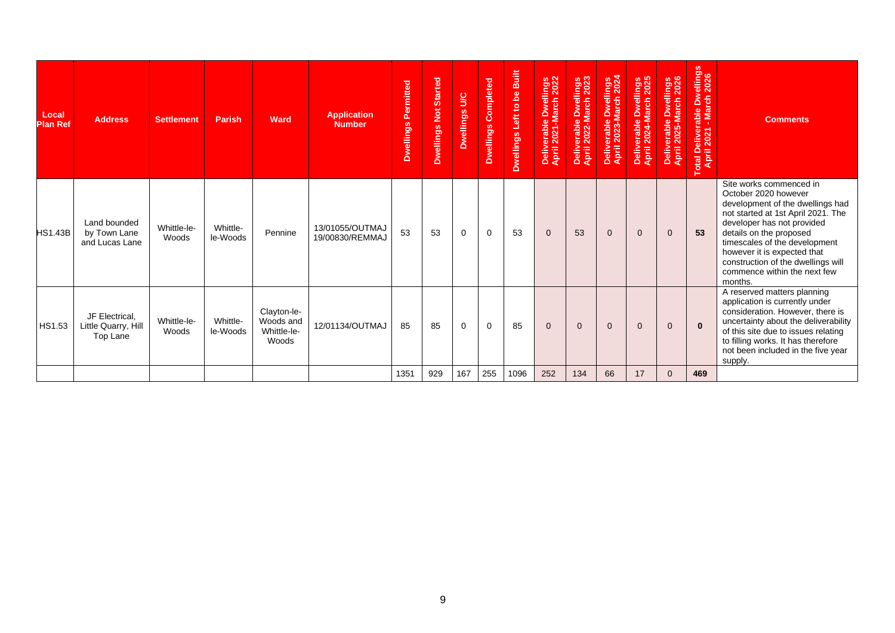| Local Plan Ref | Address | Settlement | Parish | Ward | Application Number | Dwellings Permitted | Dwellings Not Started | Dwellings U/C | Dwellings Completed | Dwellings Left to be Built | Deliverable Dwellings April 2021-March 2022 | Deliverable Dwellings April 2022-March 2023 | Deliverable Dwellings April 2023-March 2024 | Deliverable Dwellings April 2024-March 2025 | Deliverable Dwellings April 2025-March 2026 | Total Deliverable Dwellings April 2021 - March 2026 | Comments |
|---|---|---|---|---|---|---|---|---|---|---|---|---|---|---|---|---|---|
| HS1.43B | Land bounded by Town Lane and Lucas Lane | Whittle-le-Woods | Whittle-le-Woods | Pennine | 13/01055/OUTMAJ 19/00830/REMMAJ | 53 | 53 | 0 | 0 | 53 | 0 | 53 | 0 | 0 | 0 | **53** | Site works commenced in October 2020 however development of the dwellings had not started at 1st April 2021. The developer has not provided details on the proposed timescales of the development however it is expected that construction of the dwellings will commence within the next few months. |
| HS1.53 | JF Electrical, Little Quarry, Hill Top Lane | Whittle-le-Woods | Whittle-le-Woods | Clayton-le-Woods and Whittle-le-Woods | 12/01134/OUTMAJ | 85 | 85 | 0 | 0 | 85 | 0 | 0 | 0 | 0 | 0 | **0** | A reserved matters planning application is currently under consideration. However, there is uncertainty about the deliverability of this site due to issues relating to filling works. It has therefore not been included in the five year supply. |
| | | | | | | 1351 | 929 | 167 | 255 | 1096 | 252 | 134 | 66 | 17 | 0 | **469** | |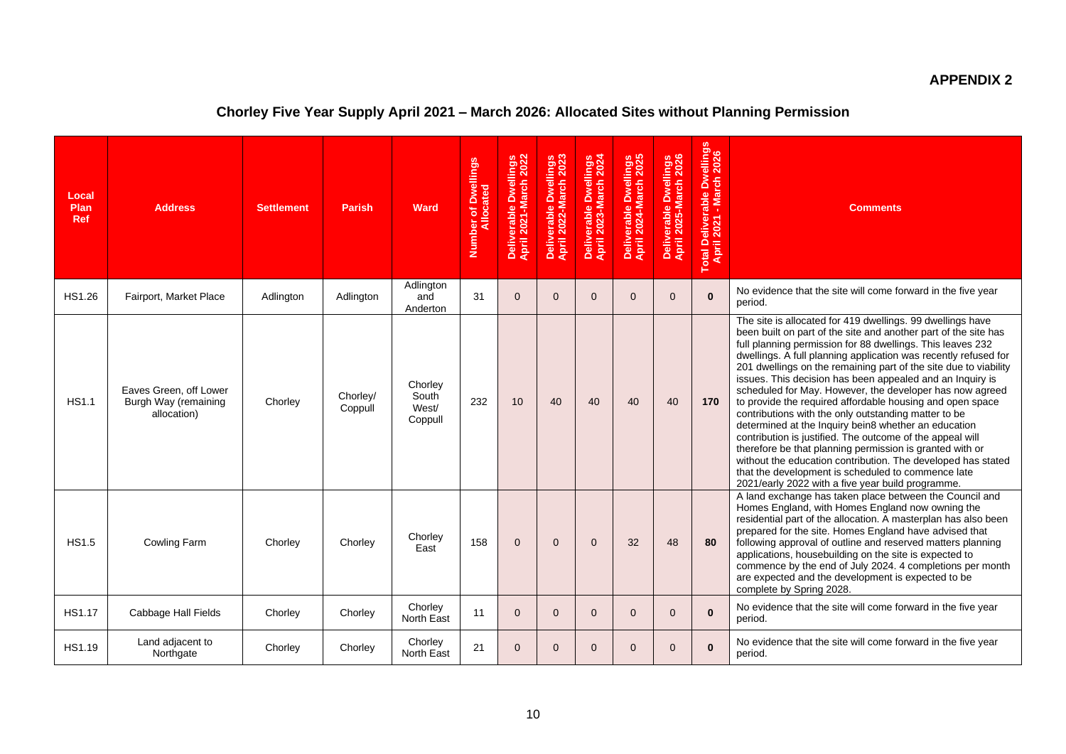**APPENDIX 2**

## Chorley Five Year Supply April 2021 – March 2026: Allocated Sites without Planning Permission

| Local Plan Ref | Address | Settlement | Parish | Ward | Number of Dwellings Allocated | Deliverable Dwellings April 2021-March 2022 | Deliverable Dwellings April 2022-March 2023 | Deliverable Dwellings April 2023-March 2024 | Deliverable Dwellings April 2024-March 2025 | Deliverable Dwellings April 2025-March 2026 | Total Deliverable Dwellings April 2021 - March 2026 | Comments |
|---|---|---|---|---|---|---|---|---|---|---|---|---|
| HS1.26 | Fairport, Market Place | Adlington | Adlington | Adlington and Anderton | 31 | 0 | 0 | 0 | 0 | 0 | **0** | No evidence that the site will come forward in the five year period. |
| HS1.1 | Eaves Green, off Lower Burgh Way (remaining allocation) | Chorley | Chorley/ Coppull | Chorley South West/ Coppull | 232 | 10 | 40 | 40 | 40 | 40 | **170** | The site is allocated for 419 dwellings. 99 dwellings have been built on part of the site and another part of the site has full planning permission for 88 dwellings. This leaves 232 dwellings. A full planning application was recently refused for 201 dwellings on the remaining part of the site due to viability issues. This decision has been appealed and an Inquiry is scheduled for May. However, the developer has now agreed to provide the required affordable housing and open space contributions with the only outstanding matter to be determined at the Inquiry bein8 whether an education contribution is justified. The outcome of the appeal will therefore be that planning permission is granted with or without the education contribution. The developed has stated that the development is scheduled to commence late 2021/early 2022 with a five year build programme. |
| HS1.5 | Cowling Farm | Chorley | Chorley | Chorley East | 158 | 0 | 0 | 0 | 32 | 48 | **80** | A land exchange has taken place between the Council and Homes England, with Homes England now owning the residential part of the allocation. A masterplan has also been prepared for the site. Homes England have advised that following approval of outline and reserved matters planning applications, housebuilding on the site is expected to commence by the end of July 2024. 4 completions per month are expected and the development is expected to be complete by Spring 2028. |
| HS1.17 | Cabbage Hall Fields | Chorley | Chorley | Chorley North East | 11 | 0 | 0 | 0 | 0 | 0 | **0** | No evidence that the site will come forward in the five year period. |
| HS1.19 | Land adjacent to Northgate | Chorley | Chorley | Chorley North East | 21 | 0 | 0 | 0 | 0 | 0 | **0** | No evidence that the site will come forward in the five year period. |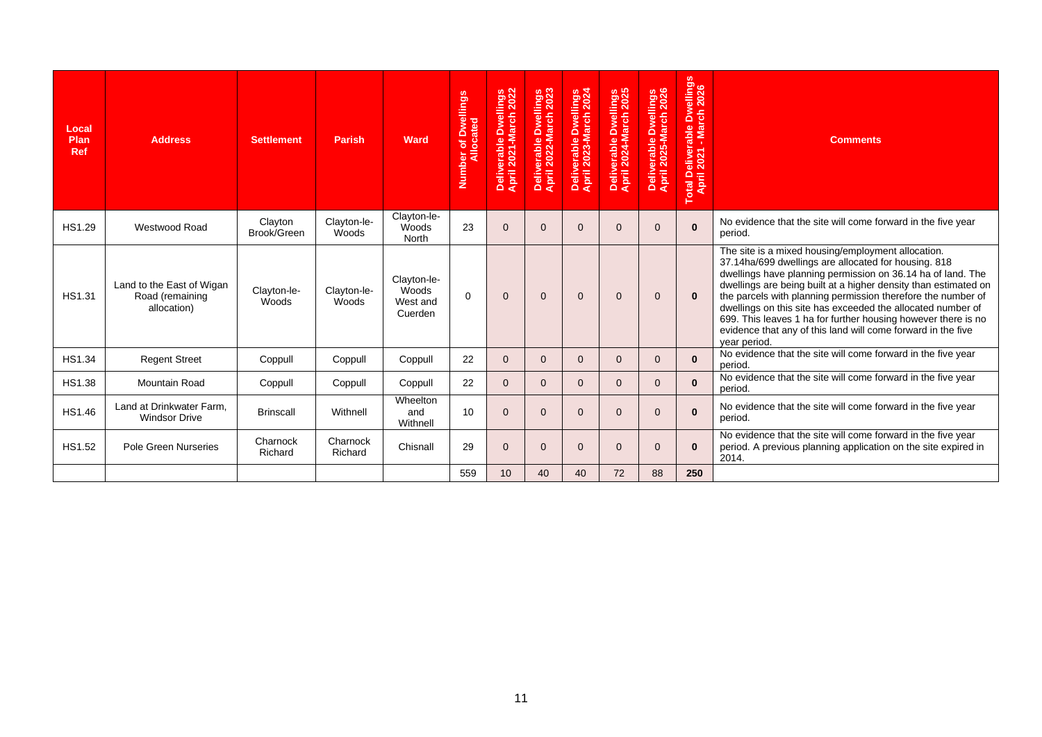| Local Plan Ref | Address | Settlement | Parish | Ward | Number of Dwellings Allocated | Deliverable Dwellings April 2021-March 2022 | Deliverable Dwellings April 2022-March 2023 | Deliverable Dwellings April 2023-March 2024 | Deliverable Dwellings April 2024-March 2025 | Deliverable Dwellings April 2025-March 2026 | Total Deliverable Dwellings April 2021 - March 2026 | Comments |
|---|---|---|---|---|---|---|---|---|---|---|---|---|
| HS1.29 | Westwood Road | Clayton Brook/Green | Clayton-le-Woods | Clayton-le-Woods North | 23 | 0 | 0 | 0 | 0 | 0 | **0** | No evidence that the site will come forward in the five year period. |
| HS1.31 | Land to the East of Wigan Road (remaining allocation) | Clayton-le-Woods | Clayton-le-Woods | Clayton-le-Woods West and Cuerden | 0 | 0 | 0 | 0 | 0 | 0 | **0** | The site is a mixed housing/employment allocation. 37.14ha/699 dwellings are allocated for housing. 818 dwellings have planning permission on 36.14 ha of land. The dwellings are being built at a higher density than estimated on the parcels with planning permission therefore the number of dwellings on this site has exceeded the allocated number of 699. This leaves 1 ha for further housing however there is no evidence that any of this land will come forward in the five year period. |
| HS1.34 | Regent Street | Coppull | Coppull | Coppull | 22 | 0 | 0 | 0 | 0 | 0 | **0** | No evidence that the site will come forward in the five year period. |
| HS1.38 | Mountain Road | Coppull | Coppull | Coppull | 22 | 0 | 0 | 0 | 0 | 0 | **0** | No evidence that the site will come forward in the five year period. |
| HS1.46 | Land at Drinkwater Farm, Windsor Drive | Brinscall | Withnell | Wheelton and Withnell | 10 | 0 | 0 | 0 | 0 | 0 | **0** | No evidence that the site will come forward in the five year period. |
| HS1.52 | Pole Green Nurseries | Charnock Richard | Charnock Richard | Chisnall | 29 | 0 | 0 | 0 | 0 | 0 | **0** | No evidence that the site will come forward in the five year period. A previous planning application on the site expired in 2014. |
| | | | | | 559 | 10 | 40 | 40 | 72 | 88 | **250** | |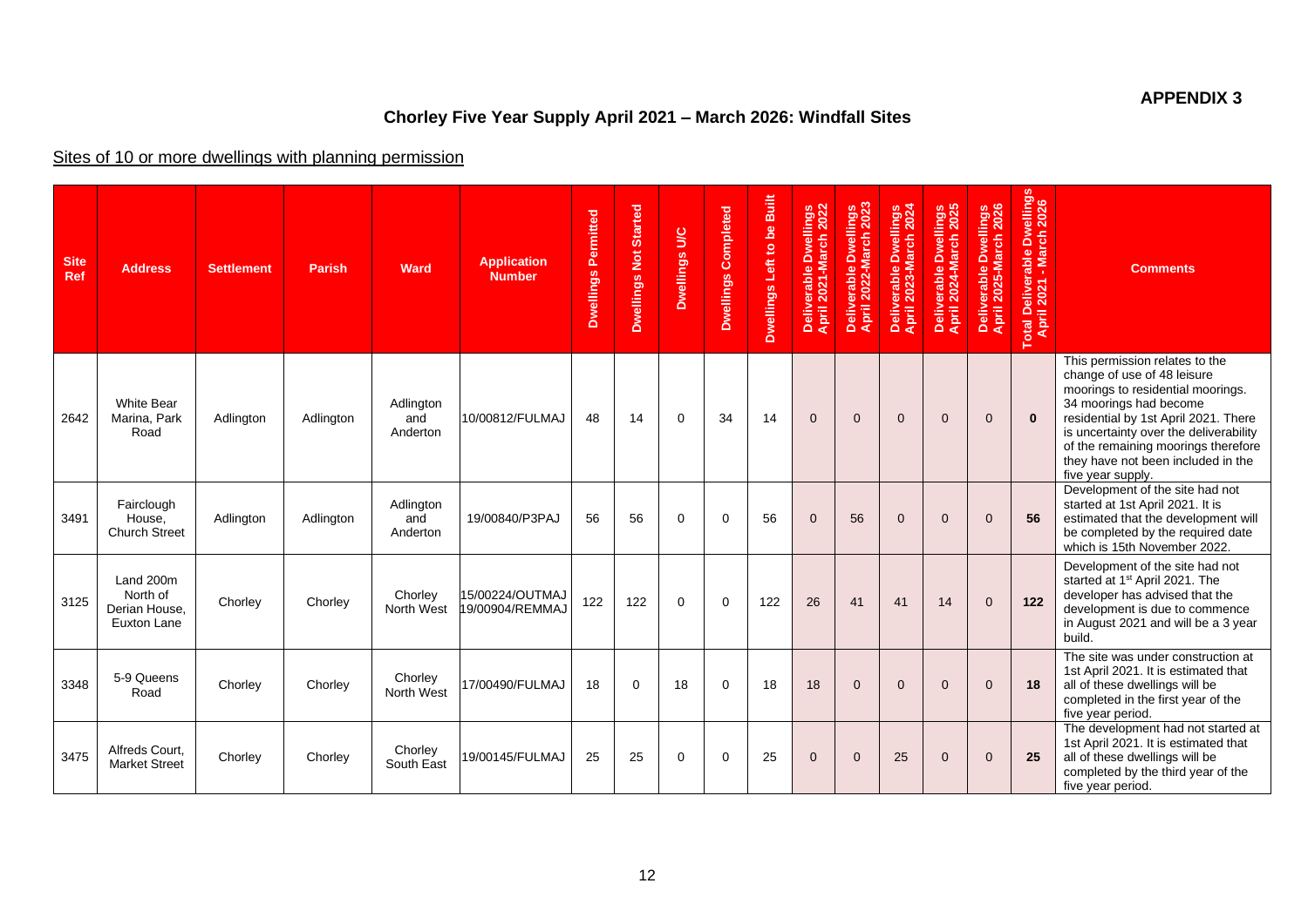**APPENDIX 3**

## Chorley Five Year Supply April 2021 – March 2026: Windfall Sites

Sites of 10 or more dwellings with planning permission

| Site Ref | Address | Settlement | Parish | Ward | Application Number | Dwellings Permitted | Dwellings Not Started | Dwellings U/C | Dwellings Completed | Dwellings Left to be Built | Deliverable Dwellings April 2021-March 2022 | Deliverable Dwellings April 2022-March 2023 | Deliverable Dwellings April 2023-March 2024 | Deliverable Dwellings April 2024-March 2025 | Deliverable Dwellings April 2025-March 2026 | Total Deliverable Dwellings April 2021 - March 2026 | Comments |
|---|---|---|---|---|---|---|---|---|---|---|---|---|---|---|---|---|---|
| 2642 | White Bear Marina, Park Road | Adlington | Adlington | Adlington and Anderton | 10/00812/FULMAJ | 48 | 14 | 0 | 34 | 14 | 0 | 0 | 0 | 0 | 0 | **0** | This permission relates to the change of use of 48 leisure moorings to residential moorings. 34 moorings had become residential by 1st April 2021. There is uncertainty over the deliverability of the remaining moorings therefore they have not been included in the five year supply. |
| 3491 | Fairclough House, Church Street | Adlington | Adlington | Adlington and Anderton | 19/00840/P3PAJ | 56 | 56 | 0 | 0 | 56 | 0 | 56 | 0 | 0 | 0 | **56** | Development of the site had not started at 1st April 2021. It is estimated that the development will be completed by the required date which is 15th November 2022. |
| 3125 | Land 200m North of Derian House, Euxton Lane | Chorley | Chorley | Chorley North West | 15/00224/OUTMAJ 19/00904/REMMAJ | 122 | 122 | 0 | 0 | 122 | 26 | 41 | 41 | 14 | 0 | **122** | Development of the site had not started at 1st April 2021. The developer has advised that the development is due to commence in August 2021 and will be a 3 year build. |
| 3348 | 5-9 Queens Road | Chorley | Chorley | Chorley North West | 17/00490/FULMAJ | 18 | 0 | 18 | 0 | 18 | 18 | 0 | 0 | 0 | 0 | **18** | The site was under construction at 1st April 2021. It is estimated that all of these dwellings will be completed in the first year of the five year period. |
| 3475 | Alfreds Court, Market Street | Chorley | Chorley | Chorley South East | 19/00145/FULMAJ | 25 | 25 | 0 | 0 | 25 | 0 | 0 | 25 | 0 | 0 | **25** | The development had not started at 1st April 2021. It is estimated that all of these dwellings will be completed by the third year of the five year period. |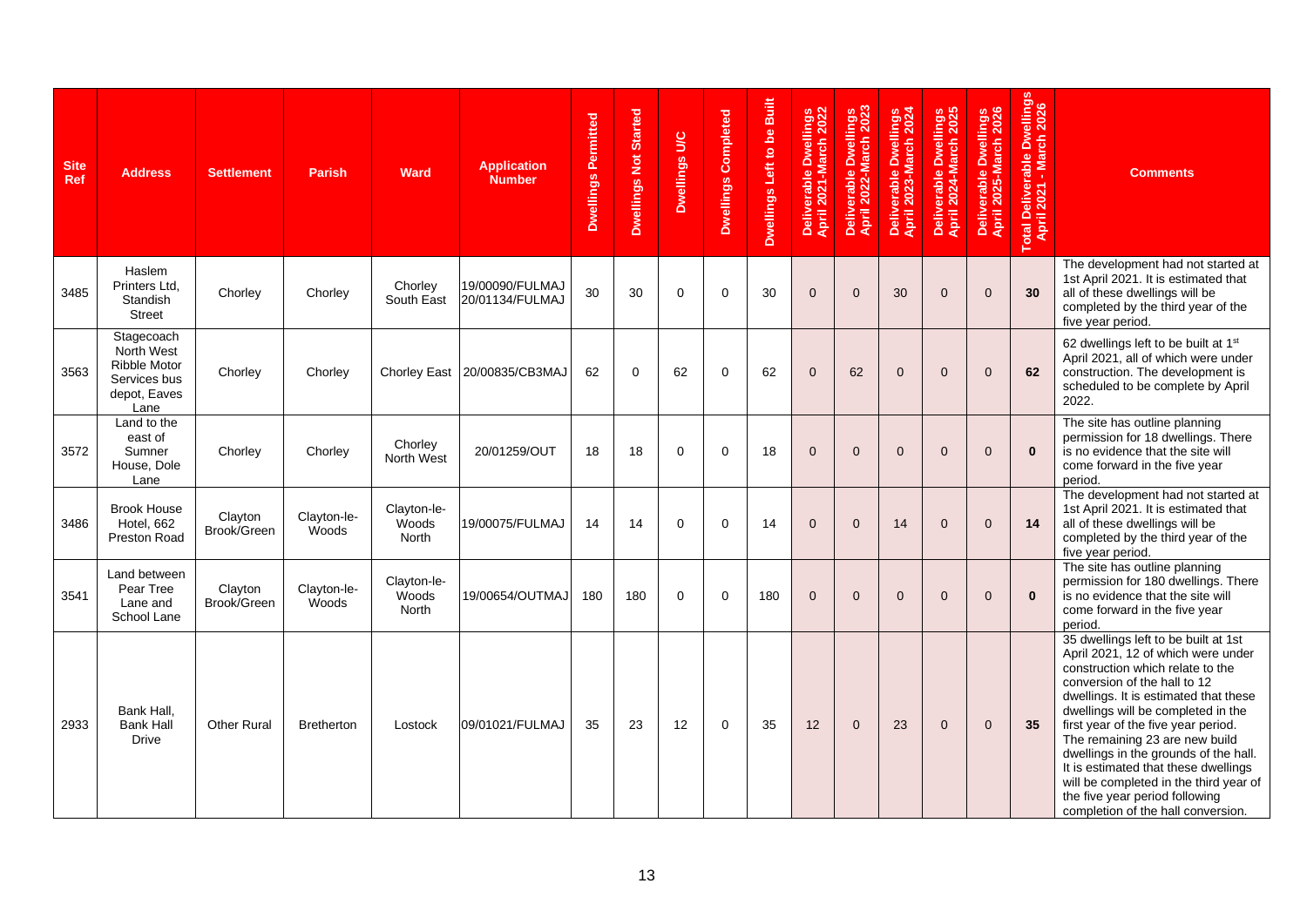| Site Ref | Address | Settlement | Parish | Ward | Application Number | Dwellings Permitted | Dwellings Not Started | Dwellings U/C | Dwellings Completed | Dwellings Left to be Built | Deliverable Dwellings April 2021-March 2022 | Deliverable Dwellings April 2022-March 2023 | Deliverable Dwellings April 2023-March 2024 | Deliverable Dwellings April 2024-March 2025 | Deliverable Dwellings April 2025-March 2026 | Total Deliverable Dwellings April 2021 - March 2026 | Comments |
|---|---|---|---|---|---|---|---|---|---|---|---|---|---|---|---|---|---|
| 3485 | Haslem Printers Ltd, Standish Street | Chorley | Chorley | Chorley South East | 19/00090/FULMAJ 20/01134/FULMAJ | 30 | 30 | 0 | 0 | 30 | 0 | 0 | 30 | 0 | 0 | **30** | The development had not started at 1st April 2021. It is estimated that all of these dwellings will be completed by the third year of the five year period. |
| 3563 | Stagecoach North West Ribble Motor Services bus depot, Eaves Lane | Chorley | Chorley | Chorley East | 20/00835/CB3MAJ | 62 | 0 | 62 | 0 | 62 | 0 | 62 | 0 | 0 | 0 | **62** | 62 dwellings left to be built at 1st April 2021, all of which were under construction. The development is scheduled to be complete by April 2022. |
| 3572 | Land to the east of Sumner House, Dole Lane | Chorley | Chorley | Chorley North West | 20/01259/OUT | 18 | 18 | 0 | 0 | 18 | 0 | 0 | 0 | 0 | 0 | **0** | The site has outline planning permission for 18 dwellings. There is no evidence that the site will come forward in the five year period. |
| 3486 | Brook House Hotel, 662 Preston Road | Clayton Brook/Green | Clayton-le-Woods | Clayton-le-Woods North | 19/00075/FULMAJ | 14 | 14 | 0 | 0 | 14 | 0 | 0 | 14 | 0 | 0 | **14** | The development had not started at 1st April 2021. It is estimated that all of these dwellings will be completed by the third year of the five year period. |
| 3541 | Land between Pear Tree Lane and School Lane | Clayton Brook/Green | Clayton-le-Woods | Clayton-le-Woods North | 19/00654/OUTMAJ | 180 | 180 | 0 | 0 | 180 | 0 | 0 | 0 | 0 | 0 | **0** | The site has outline planning permission for 180 dwellings. There is no evidence that the site will come forward in the five year period. |
| 2933 | Bank Hall, Bank Hall Drive | Other Rural | Bretherton | Lostock | 09/01021/FULMAJ | 35 | 23 | 12 | 0 | 35 | 12 | 0 | 23 | 0 | 0 | **35** | 35 dwellings left to be built at 1st April 2021, 12 of which were under construction which relate to the conversion of the hall to 12 dwellings. It is estimated that these dwellings will be completed in the first year of the five year period. The remaining 23 are new build dwellings in the grounds of the hall. It is estimated that these dwellings will be completed in the third year of the five year period following completion of the hall conversion. |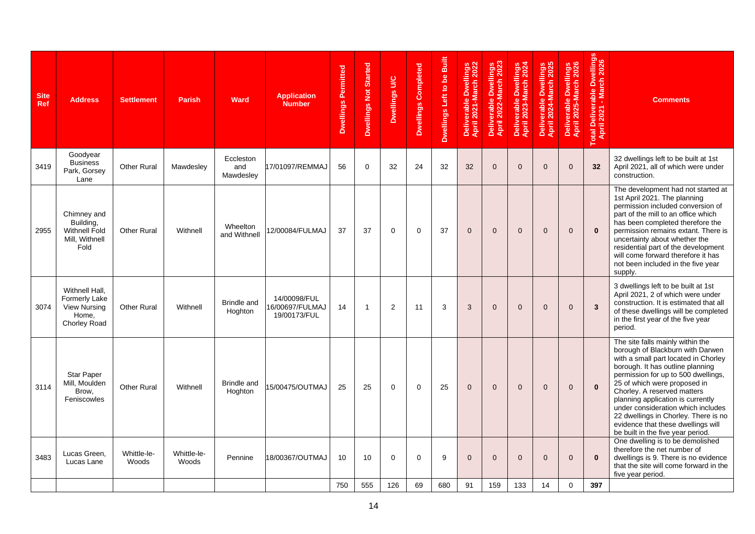| Site Ref | Address | Settlement | Parish | Ward | Application Number | Dwellings Permitted | Dwellings Not Started | Dwellings U/C | Dwellings Completed | Dwellings Left to be Built | Deliverable Dwellings April 2021-March 2022 | Deliverable Dwellings April 2022-March 2023 | Deliverable Dwellings April 2023-March 2024 | Deliverable Dwellings April 2024-March 2025 | Deliverable Dwellings April 2025-March 2026 | Total Deliverable Dwellings April 2021 - March 2026 | Comments |
|---|---|---|---|---|---|---|---|---|---|---|---|---|---|---|---|---|---|
| 3419 | Goodyear Business Park, Gorsey Lane | Other Rural | Mawdesley | Eccleston and Mawdesley | 17/01097/REMMAJ | 56 | 0 | 32 | 24 | 32 | 32 | 0 | 0 | 0 | 0 | **32** | 32 dwellings left to be built at 1st April 2021, all of which were under construction. |
| 2955 | Chimney and Building, Withnell Fold Mill, Withnell Fold | Other Rural | Withnell | Wheelton and Withnell | 12/00084/FULMAJ | 37 | 37 | 0 | 0 | 37 | 0 | 0 | 0 | 0 | 0 | **0** | The development had not started at 1st April 2021. The planning permission included conversion of part of the mill to an office which has been completed therefore the permission remains extant. There is uncertainty about whether the residential part of the development will come forward therefore it has not been included in the five year supply. |
| 3074 | Withnell Hall, Formerly Lake View Nursing Home, Chorley Road | Other Rural | Withnell | Brindle and Hoghton | 14/00098/FUL 16/00697/FULMAJ 19/00173/FUL | 14 | 1 | 2 | 11 | 3 | 3 | 0 | 0 | 0 | 0 | **3** | 3 dwellings left to be built at 1st April 2021, 2 of which were under construction. It is estimated that all of these dwellings will be completed in the first year of the five year period. |
| 3114 | Star Paper Mill, Moulden Brow, Feniscowles | Other Rural | Withnell | Brindle and Hoghton | 15/00475/OUTMAJ | 25 | 25 | 0 | 0 | 25 | 0 | 0 | 0 | 0 | 0 | **0** | The site falls mainly within the borough of Blackburn with Darwen with a small part located in Chorley borough. It has outline planning permission for up to 500 dwellings, 25 of which were proposed in Chorley. A reserved matters planning application is currently under consideration which includes 22 dwellings in Chorley. There is no evidence that these dwellings will be built in the five year period. |
| 3483 | Lucas Green, Lucas Lane | Whittle-le-Woods | Whittle-le-Woods | Pennine | 18/00367/OUTMAJ | 10 | 10 | 0 | 0 | 9 | 0 | 0 | 0 | 0 | 0 | **0** | One dwelling is to be demolished therefore the net number of dwellings is 9. There is no evidence that the site will come forward in the five year period. |
| | | | | | | 750 | 555 | 126 | 69 | 680 | 91 | 159 | 133 | 14 | 0 | **397** | |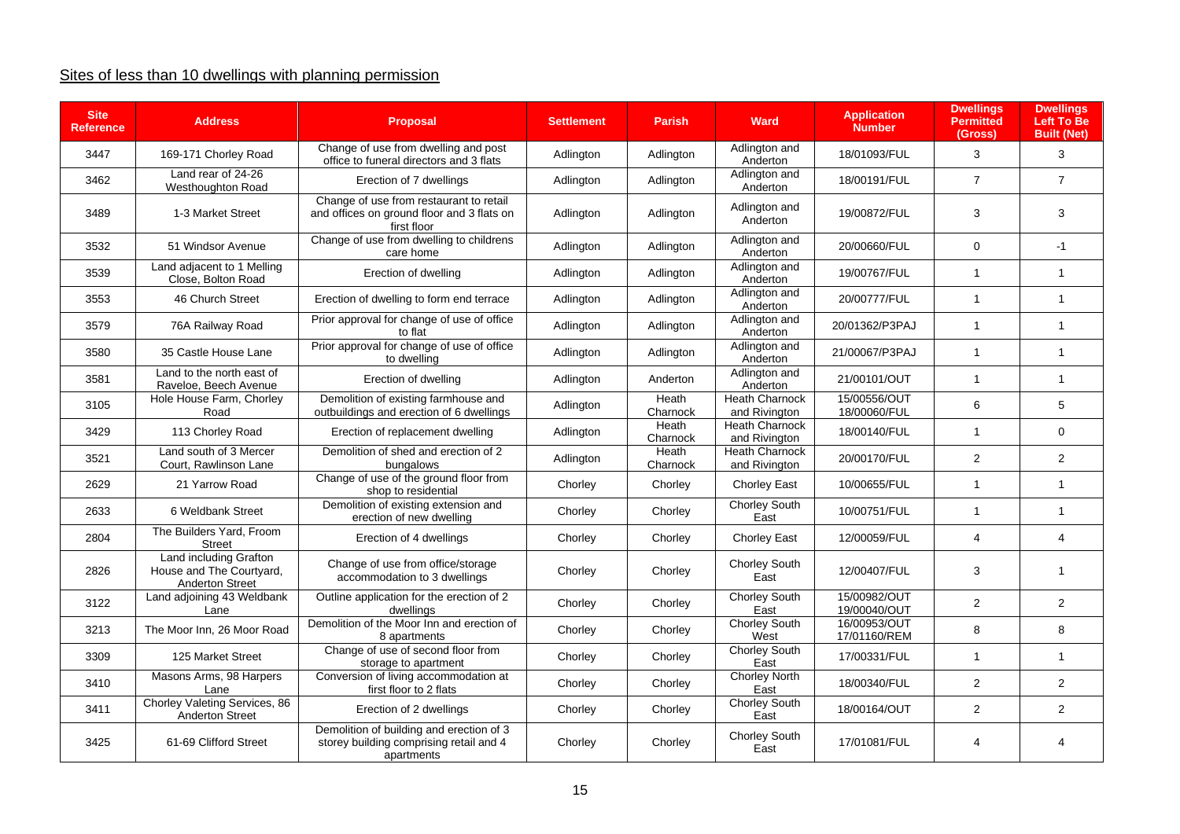Sites of less than 10 dwellings with planning permission

| Site Reference | Address | Proposal | Settlement | Parish | Ward | Application Number | Dwellings Permitted (Gross) | Dwellings Left To Be Built (Net) |
|---|---|---|---|---|---|---|---|---|
| 3447 | 169-171 Chorley Road | Change of use from dwelling and post office to funeral directors and 3 flats | Adlington | Adlington | Adlington and Anderton | 18/01093/FUL | 3 | 3 |
| 3462 | Land rear of 24-26 Westhoughton Road | Erection of 7 dwellings | Adlington | Adlington | Adlington and Anderton | 18/00191/FUL | 7 | 7 |
| 3489 | 1-3 Market Street | Change of use from restaurant to retail and offices on ground floor and 3 flats on first floor | Adlington | Adlington | Adlington and Anderton | 19/00872/FUL | 3 | 3 |
| 3532 | 51 Windsor Avenue | Change of use from dwelling to childrens care home | Adlington | Adlington | Adlington and Anderton | 20/00660/FUL | 0 | -1 |
| 3539 | Land adjacent to 1 Melling Close, Bolton Road | Erection of dwelling | Adlington | Adlington | Adlington and Anderton | 19/00767/FUL | 1 | 1 |
| 3553 | 46 Church Street | Erection of dwelling to form end terrace | Adlington | Adlington | Adlington and Anderton | 20/00777/FUL | 1 | 1 |
| 3579 | 76A Railway Road | Prior approval for change of use of office to flat | Adlington | Adlington | Adlington and Anderton | 20/01362/P3PAJ | 1 | 1 |
| 3580 | 35 Castle House Lane | Prior approval for change of use of office to dwelling | Adlington | Adlington | Adlington and Anderton | 21/00067/P3PAJ | 1 | 1 |
| 3581 | Land to the north east of Raveloe, Beech Avenue | Erection of dwelling | Adlington | Anderton | Adlington and Anderton | 21/00101/OUT | 1 | 1 |
| 3105 | Hole House Farm, Chorley Road | Demolition of existing farmhouse and outbuildings and erection of 6 dwellings | Adlington | Heath Charnock | Heath Charnock and Rivington | 15/00556/OUT 18/00060/FUL | 6 | 5 |
| 3429 | 113 Chorley Road | Erection of replacement dwelling | Adlington | Heath Charnock | Heath Charnock and Rivington | 18/00140/FUL | 1 | 0 |
| 3521 | Land south of 3 Mercer Court, Rawlinson Lane | Demolition of shed and erection of 2 bungalows | Adlington | Heath Charnock | Heath Charnock and Rivington | 20/00170/FUL | 2 | 2 |
| 2629 | 21 Yarrow Road | Change of use of the ground floor from shop to residential | Chorley | Chorley | Chorley East | 10/00655/FUL | 1 | 1 |
| 2633 | 6 Weldbank Street | Demolition of existing extension and erection of new dwelling | Chorley | Chorley | Chorley South East | 10/00751/FUL | 1 | 1 |
| 2804 | The Builders Yard, Froom Street | Erection of 4 dwellings | Chorley | Chorley | Chorley East | 12/00059/FUL | 4 | 4 |
| 2826 | Land including Grafton House and The Courtyard, Anderton Street | Change of use from office/storage accommodation to 3 dwellings | Chorley | Chorley | Chorley South East | 12/00407/FUL | 3 | 1 |
| 3122 | Land adjoining 43 Weldbank Lane | Outline application for the erection of 2 dwellings | Chorley | Chorley | Chorley South East | 15/00982/OUT 19/00040/OUT | 2 | 2 |
| 3213 | The Moor Inn, 26 Moor Road | Demolition of the Moor Inn and erection of 8 apartments | Chorley | Chorley | Chorley South West | 16/00953/OUT 17/01160/REM | 8 | 8 |
| 3309 | 125 Market Street | Change of use of second floor from storage to apartment | Chorley | Chorley | Chorley South East | 17/00331/FUL | 1 | 1 |
| 3410 | Masons Arms, 98 Harpers Lane | Conversion of living accommodation at first floor to 2 flats | Chorley | Chorley | Chorley North East | 18/00340/FUL | 2 | 2 |
| 3411 | Chorley Valeting Services, 86 Anderton Street | Erection of 2 dwellings | Chorley | Chorley | Chorley South East | 18/00164/OUT | 2 | 2 |
| 3425 | 61-69 Clifford Street | Demolition of building and erection of 3 storey building comprising retail and 4 apartments | Chorley | Chorley | Chorley South East | 17/01081/FUL | 4 | 4 |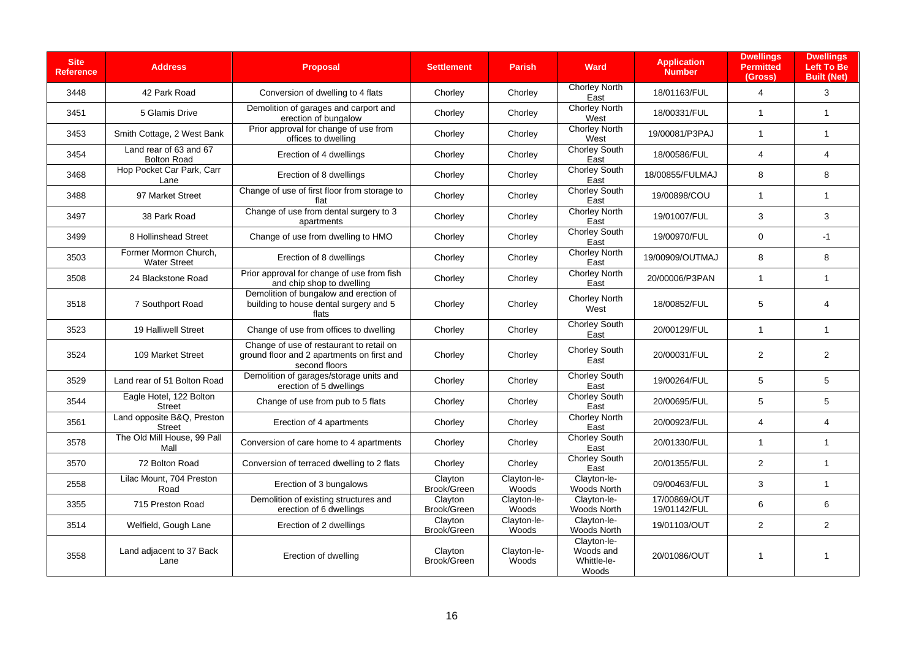| Site Reference | Address | Proposal | Settlement | Parish | Ward | Application Number | Dwellings Permitted (Gross) | Dwellings Left To Be Built (Net) |
|---|---|---|---|---|---|---|---|---|
| 3448 | 42 Park Road | Conversion of dwelling to 4 flats | Chorley | Chorley | Chorley North East | 18/01163/FUL | 4 | 3 |
| 3451 | 5 Glamis Drive | Demolition of garages and carport and erection of bungalow | Chorley | Chorley | Chorley North West | 18/00331/FUL | 1 | 1 |
| 3453 | Smith Cottage, 2 West Bank | Prior approval for change of use from offices to dwelling | Chorley | Chorley | Chorley North West | 19/00081/P3PAJ | 1 | 1 |
| 3454 | Land rear of 63 and 67 Bolton Road | Erection of 4 dwellings | Chorley | Chorley | Chorley South East | 18/00586/FUL | 4 | 4 |
| 3468 | Hop Pocket Car Park, Carr Lane | Erection of 8 dwellings | Chorley | Chorley | Chorley South East | 18/00855/FULMAJ | 8 | 8 |
| 3488 | 97 Market Street | Change of use of first floor from storage to flat | Chorley | Chorley | Chorley South East | 19/00898/COU | 1 | 1 |
| 3497 | 38 Park Road | Change of use from dental surgery to 3 apartments | Chorley | Chorley | Chorley North East | 19/01007/FUL | 3 | 3 |
| 3499 | 8 Hollinshead Street | Change of use from dwelling to HMO | Chorley | Chorley | Chorley South East | 19/00970/FUL | 0 | -1 |
| 3503 | Former Mormon Church, Water Street | Erection of 8 dwellings | Chorley | Chorley | Chorley North East | 19/00909/OUTMAJ | 8 | 8 |
| 3508 | 24 Blackstone Road | Prior approval for change of use from fish and chip shop to dwelling | Chorley | Chorley | Chorley North East | 20/00006/P3PAN | 1 | 1 |
| 3518 | 7 Southport Road | Demolition of bungalow and erection of building to house dental surgery and 5 flats | Chorley | Chorley | Chorley North West | 18/00852/FUL | 5 | 4 |
| 3523 | 19 Halliwell Street | Change of use from offices to dwelling | Chorley | Chorley | Chorley South East | 20/00129/FUL | 1 | 1 |
| 3524 | 109 Market Street | Change of use of restaurant to retail on ground floor and 2 apartments on first and second floors | Chorley | Chorley | Chorley South East | 20/00031/FUL | 2 | 2 |
| 3529 | Land rear of 51 Bolton Road | Demolition of garages/storage units and erection of 5 dwellings | Chorley | Chorley | Chorley South East | 19/00264/FUL | 5 | 5 |
| 3544 | Eagle Hotel, 122 Bolton Street | Change of use from pub to 5 flats | Chorley | Chorley | Chorley South East | 20/00695/FUL | 5 | 5 |
| 3561 | Land opposite B&Q, Preston Street | Erection of 4 apartments | Chorley | Chorley | Chorley North East | 20/00923/FUL | 4 | 4 |
| 3578 | The Old Mill House, 99 Pall Mall | Conversion of care home to 4 apartments | Chorley | Chorley | Chorley South East | 20/01330/FUL | 1 | 1 |
| 3570 | 72 Bolton Road | Conversion of terraced dwelling to 2 flats | Chorley | Chorley | Chorley South East | 20/01355/FUL | 2 | 1 |
| 2558 | Lilac Mount, 704 Preston Road | Erection of 3 bungalows | Clayton Brook/Green | Clayton-le-Woods | Clayton-le-Woods North | 09/00463/FUL | 3 | 1 |
| 3355 | 715 Preston Road | Demolition of existing structures and erection of 6 dwellings | Clayton Brook/Green | Clayton-le-Woods | Clayton-le-Woods North | 17/00869/OUT 19/01142/FUL | 6 | 6 |
| 3514 | Welfield, Gough Lane | Erection of 2 dwellings | Clayton Brook/Green | Clayton-le-Woods | Clayton-le-Woods North | 19/01103/OUT | 2 | 2 |
| 3558 | Land adjacent to 37 Back Lane | Erection of dwelling | Clayton Brook/Green | Clayton-le-Woods | Clayton-le-Woods and Whittle-le-Woods | 20/01086/OUT | 1 | 1 |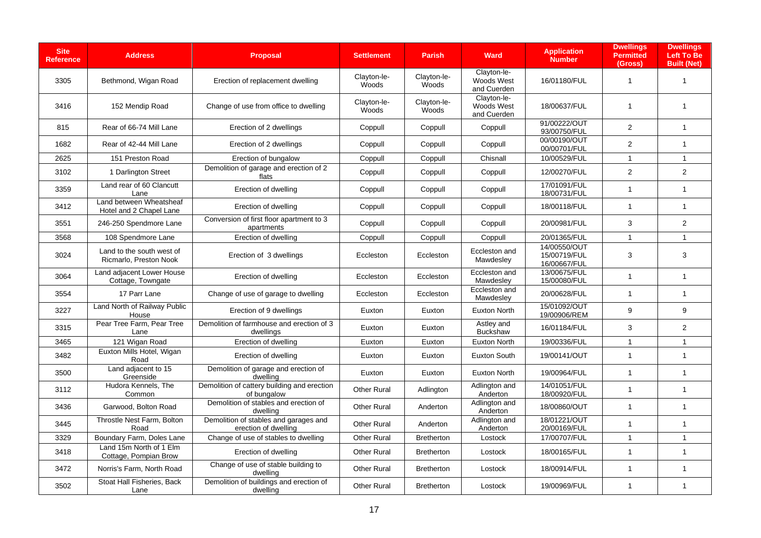| Site Reference | Address | Proposal | Settlement | Parish | Ward | Application Number | Dwellings Permitted (Gross) | Dwellings Left To Be Built (Net) |
|---|---|---|---|---|---|---|---|---|
| 3305 | Bethmond, Wigan Road | Erection of replacement dwelling | Clayton-le-Woods | Clayton-le-Woods | Clayton-le-Woods West and Cuerden | 16/01180/FUL | 1 | 1 |
| 3416 | 152 Mendip Road | Change of use from office to dwelling | Clayton-le-Woods | Clayton-le-Woods | Clayton-le-Woods West and Cuerden | 18/00637/FUL | 1 | 1 |
| 815 | Rear of 66-74 Mill Lane | Erection of 2 dwellings | Coppull | Coppull | Coppull | 91/00222/OUT 93/00750/FUL | 2 | 1 |
| 1682 | Rear of 42-44 Mill Lane | Erection of 2 dwellings | Coppull | Coppull | Coppull | 00/00190/OUT 00/00701/FUL | 2 | 1 |
| 2625 | 151 Preston Road | Erection of bungalow | Coppull | Coppull | Chisnall | 10/00529/FUL | 1 | 1 |
| 3102 | 1 Darlington Street | Demolition of garage and erection of 2 flats | Coppull | Coppull | Coppull | 12/00270/FUL | 2 | 2 |
| 3359 | Land rear of 60 Clancutt Lane | Erection of dwelling | Coppull | Coppull | Coppull | 17/01091/FUL 18/00731/FUL | 1 | 1 |
| 3412 | Land between Wheatsheaf Hotel and 2 Chapel Lane | Erection of dwelling | Coppull | Coppull | Coppull | 18/00118/FUL | 1 | 1 |
| 3551 | 246-250 Spendmore Lane | Conversion of first floor apartment to 3 apartments | Coppull | Coppull | Coppull | 20/00981/FUL | 3 | 2 |
| 3568 | 108 Spendmore Lane | Erection of dwelling | Coppull | Coppull | Coppull | 20/01365/FUL | 1 | 1 |
| 3024 | Land to the south west of Ricmarlo, Preston Nook | Erection of 3 dwellings | Eccleston | Eccleston | Eccleston and Mawdesley | 14/00550/OUT 15/00719/FUL 16/00667/FUL | 3 | 3 |
| 3064 | Land adjacent Lower House Cottage, Towngate | Erection of dwelling | Eccleston | Eccleston | Eccleston and Mawdesley | 13/00675/FUL 15/00080/FUL | 1 | 1 |
| 3554 | 17 Parr Lane | Change of use of garage to dwelling | Eccleston | Eccleston | Eccleston and Mawdesley | 20/00628/FUL | 1 | 1 |
| 3227 | Land North of Railway Public House | Erection of 9 dwellings | Euxton | Euxton | Euxton North | 15/01092/OUT 19/00906/REM | 9 | 9 |
| 3315 | Pear Tree Farm, Pear Tree Lane | Demolition of farmhouse and erection of 3 dwellings | Euxton | Euxton | Astley and Buckshaw | 16/01184/FUL | 3 | 2 |
| 3465 | 121 Wigan Road | Erection of dwelling | Euxton | Euxton | Euxton North | 19/00336/FUL | 1 | 1 |
| 3482 | Euxton Mills Hotel, Wigan Road | Erection of dwelling | Euxton | Euxton | Euxton South | 19/00141/OUT | 1 | 1 |
| 3500 | Land adjacent to 15 Greenside | Demolition of garage and erection of dwelling | Euxton | Euxton | Euxton North | 19/00964/FUL | 1 | 1 |
| 3112 | Hudora Kennels, The Common | Demolition of cattery building and erection of bungalow | Other Rural | Adlington | Adlington and Anderton | 14/01051/FUL 18/00920/FUL | 1 | 1 |
| 3436 | Garwood, Bolton Road | Demolition of stables and erection of dwelling | Other Rural | Anderton | Adlington and Anderton | 18/00860/OUT | 1 | 1 |
| 3445 | Throstle Nest Farm, Bolton Road | Demolition of stables and garages and erection of dwelling | Other Rural | Anderton | Adlington and Anderton | 18/01221/OUT 20/00169/FUL | 1 | 1 |
| 3329 | Boundary Farm, Doles Lane | Change of use of stables to dwelling | Other Rural | Bretherton | Lostock | 17/00707/FUL | 1 | 1 |
| 3418 | Land 15m North of 1 Elm Cottage, Pompian Brow | Erection of dwelling | Other Rural | Bretherton | Lostock | 18/00165/FUL | 1 | 1 |
| 3472 | Norris's Farm, North Road | Change of use of stable building to dwelling | Other Rural | Bretherton | Lostock | 18/00914/FUL | 1 | 1 |
| 3502 | Stoat Hall Fisheries, Back Lane | Demolition of buildings and erection of dwelling | Other Rural | Bretherton | Lostock | 19/00969/FUL | 1 | 1 |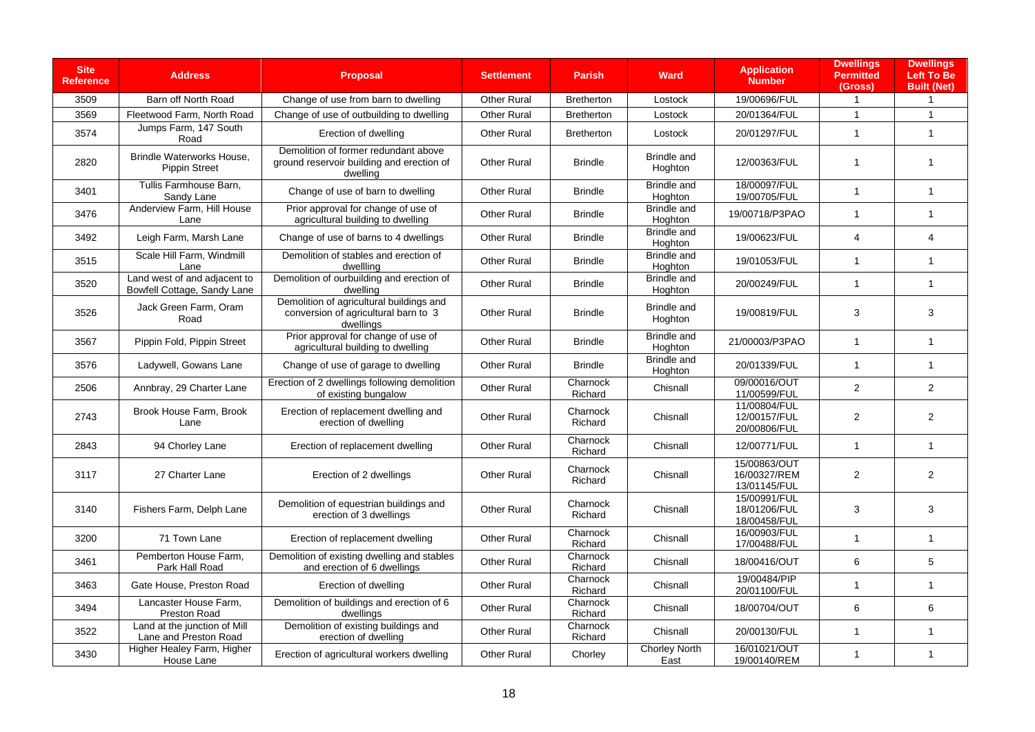| Site Reference | Address | Proposal | Settlement | Parish | Ward | Application Number | Dwellings Permitted (Gross) | Dwellings Left To Be Built (Net) |
|---|---|---|---|---|---|---|---|---|
| 3509 | Barn off North Road | Change of use from barn to dwelling | Other Rural | Bretherton | Lostock | 19/00696/FUL | 1 | 1 |
| 3569 | Fleetwood Farm, North Road | Change of use of outbuilding to dwelling | Other Rural | Bretherton | Lostock | 20/01364/FUL | 1 | 1 |
| 3574 | Jumps Farm, 147 South Road | Erection of dwelling | Other Rural | Bretherton | Lostock | 20/01297/FUL | 1 | 1 |
| 2820 | Brindle Waterworks House, Pippin Street | Demolition of former redundant above ground reservoir building and erection of dwelling | Other Rural | Brindle | Brindle and Hoghton | 12/00363/FUL | 1 | 1 |
| 3401 | Tullis Farmhouse Barn, Sandy Lane | Change of use of barn to dwelling | Other Rural | Brindle | Brindle and Hoghton | 18/00097/FUL 19/00705/FUL | 1 | 1 |
| 3476 | Anderview Farm, Hill House Lane | Prior approval for change of use of agricultural building to dwelling | Other Rural | Brindle | Brindle and Hoghton | 19/00718/P3PAO | 1 | 1 |
| 3492 | Leigh Farm, Marsh Lane | Change of use of barns to 4 dwellings | Other Rural | Brindle | Brindle and Hoghton | 19/00623/FUL | 4 | 4 |
| 3515 | Scale Hill Farm, Windmill Lane | Demolition of stables and erection of dwellling | Other Rural | Brindle | Brindle and Hoghton | 19/01053/FUL | 1 | 1 |
| 3520 | Land west of and adjacent to Bowfell Cottage, Sandy Lane | Demolition of ourbuilding and erection of dwelling | Other Rural | Brindle | Brindle and Hoghton | 20/00249/FUL | 1 | 1 |
| 3526 | Jack Green Farm, Oram Road | Demolition of agricultural buildings and conversion of agricultural barn to 3 dwellings | Other Rural | Brindle | Brindle and Hoghton | 19/00819/FUL | 3 | 3 |
| 3567 | Pippin Fold, Pippin Street | Prior approval for change of use of agricultural building to dwelling | Other Rural | Brindle | Brindle and Hoghton | 21/00003/P3PAO | 1 | 1 |
| 3576 | Ladywell, Gowans Lane | Change of use of garage to dwelling | Other Rural | Brindle | Brindle and Hoghton | 20/01339/FUL | 1 | 1 |
| 2506 | Annbray, 29 Charter Lane | Erection of 2 dwellings following demolition of existing bungalow | Other Rural | Charnock Richard | Chisnall | 09/00016/OUT 11/00599/FUL | 2 | 2 |
| 2743 | Brook House Farm, Brook Lane | Erection of replacement dwelling and erection of dwelling | Other Rural | Charnock Richard | Chisnall | 11/00804/FUL 12/00157/FUL 20/00806/FUL | 2 | 2 |
| 2843 | 94 Chorley Lane | Erection of replacement dwelling | Other Rural | Charnock Richard | Chisnall | 12/00771/FUL | 1 | 1 |
| 3117 | 27 Charter Lane | Erection of 2 dwellings | Other Rural | Charnock Richard | Chisnall | 15/00863/OUT 16/00327/REM 13/01145/FUL | 2 | 2 |
| 3140 | Fishers Farm, Delph Lane | Demolition of equestrian buildings and erection of 3 dwellings | Other Rural | Charnock Richard | Chisnall | 15/00991/FUL 18/01206/FUL 18/00458/FUL | 3 | 3 |
| 3200 | 71 Town Lane | Erection of replacement dwelling | Other Rural | Charnock Richard | Chisnall | 16/00903/FUL 17/00488/FUL | 1 | 1 |
| 3461 | Pemberton House Farm, Park Hall Road | Demolition of existing dwelling and stables and erection of 6 dwellings | Other Rural | Charnock Richard | Chisnall | 18/00416/OUT | 6 | 5 |
| 3463 | Gate House, Preston Road | Erection of dwelling | Other Rural | Charnock Richard | Chisnall | 19/00484/PIP 20/01100/FUL | 1 | 1 |
| 3494 | Lancaster House Farm, Preston Road | Demolition of buildings and erection of 6 dwellings | Other Rural | Charnock Richard | Chisnall | 18/00704/OUT | 6 | 6 |
| 3522 | Land at the junction of Mill Lane and Preston Road | Demolition of existing buildings and erection of dwelling | Other Rural | Charnock Richard | Chisnall | 20/00130/FUL | 1 | 1 |
| 3430 | Higher Healey Farm, Higher House Lane | Erection of agricultural workers dwelling | Other Rural | Chorley | Chorley North East | 16/01021/OUT 19/00140/REM | 1 | 1 |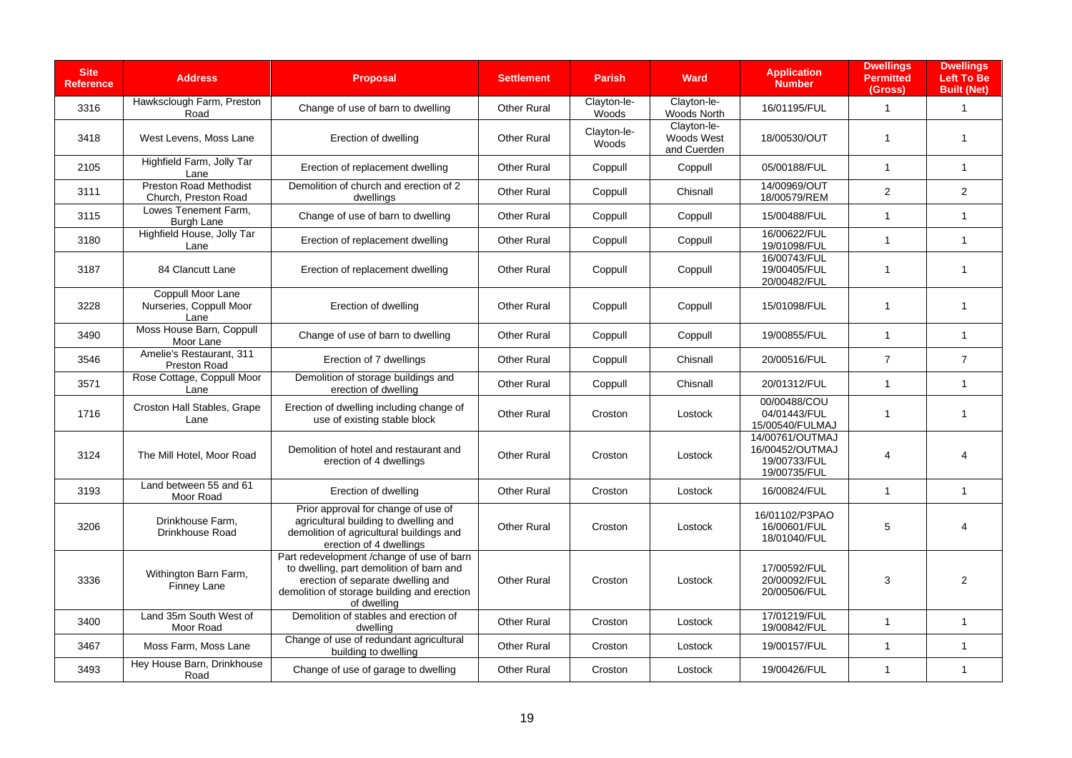| Site Reference | Address | Proposal | Settlement | Parish | Ward | Application Number | Dwellings Permitted (Gross) | Dwellings Left To Be Built (Net) |
|---|---|---|---|---|---|---|---|---|
| 3316 | Hawksclough Farm, Preston Road | Change of use of barn to dwelling | Other Rural | Clayton-le-Woods | Clayton-le-Woods North | 16/01195/FUL | 1 | 1 |
| 3418 | West Levens, Moss Lane | Erection of dwelling | Other Rural | Clayton-le-Woods | Clayton-le-Woods West and Cuerden | 18/00530/OUT | 1 | 1 |
| 2105 | Highfield Farm, Jolly Tar Lane | Erection of replacement dwelling | Other Rural | Coppull | Coppull | 05/00188/FUL | 1 | 1 |
| 3111 | Preston Road Methodist Church, Preston Road | Demolition of church and erection of 2 dwellings | Other Rural | Coppull | Chisnall | 14/00969/OUT 18/00579/REM | 2 | 2 |
| 3115 | Lowes Tenement Farm, Burgh Lane | Change of use of barn to dwelling | Other Rural | Coppull | Coppull | 15/00488/FUL | 1 | 1 |
| 3180 | Highfield House, Jolly Tar Lane | Erection of replacement dwelling | Other Rural | Coppull | Coppull | 16/00622/FUL 19/01098/FUL | 1 | 1 |
| 3187 | 84 Clancutt Lane | Erection of replacement dwelling | Other Rural | Coppull | Coppull | 16/00743/FUL 19/00405/FUL 20/00482/FUL | 1 | 1 |
| 3228 | Coppull Moor Lane Nurseries, Coppull Moor Lane | Erection of dwelling | Other Rural | Coppull | Coppull | 15/01098/FUL | 1 | 1 |
| 3490 | Moss House Barn, Coppull Moor Lane | Change of use of barn to dwelling | Other Rural | Coppull | Coppull | 19/00855/FUL | 1 | 1 |
| 3546 | Amelie's Restaurant, 311 Preston Road | Erection of 7 dwellings | Other Rural | Coppull | Chisnall | 20/00516/FUL | 7 | 7 |
| 3571 | Rose Cottage, Coppull Moor Lane | Demolition of storage buildings and erection of dwelling | Other Rural | Coppull | Chisnall | 20/01312/FUL | 1 | 1 |
| 1716 | Croston Hall Stables, Grape Lane | Erection of dwelling including change of use of existing stable block | Other Rural | Croston | Lostock | 00/00488/COU 04/01443/FUL 15/00540/FULMAJ | 1 | 1 |
| 3124 | The Mill Hotel, Moor Road | Demolition of hotel and restaurant and erection of 4 dwellings | Other Rural | Croston | Lostock | 14/00761/OUTMAJ 16/00452/OUTMAJ 19/00733/FUL 19/00735/FUL | 4 | 4 |
| 3193 | Land between 55 and 61 Moor Road | Erection of dwelling | Other Rural | Croston | Lostock | 16/00824/FUL | 1 | 1 |
| 3206 | Drinkhouse Farm, Drinkhouse Road | Prior approval for change of use of agricultural building to dwelling and demolition of agricultural buildings and erection of 4 dwellings | Other Rural | Croston | Lostock | 16/01102/P3PAO 16/00601/FUL 18/01040/FUL | 5 | 4 |
| 3336 | Withington Barn Farm, Finney Lane | Part redevelopment /change of use of barn to dwelling, part demolition of barn and erection of separate dwelling and demolition of storage building and erection of dwelling | Other Rural | Croston | Lostock | 17/00592/FUL 20/00092/FUL 20/00506/FUL | 3 | 2 |
| 3400 | Land 35m South West of Moor Road | Demolition of stables and erection of dwelling | Other Rural | Croston | Lostock | 17/01219/FUL 19/00842/FUL | 1 | 1 |
| 3467 | Moss Farm, Moss Lane | Change of use of redundant agricultural building to dwelling | Other Rural | Croston | Lostock | 19/00157/FUL | 1 | 1 |
| 3493 | Hey House Barn, Drinkhouse Road | Change of use of garage to dwelling | Other Rural | Croston | Lostock | 19/00426/FUL | 1 | 1 |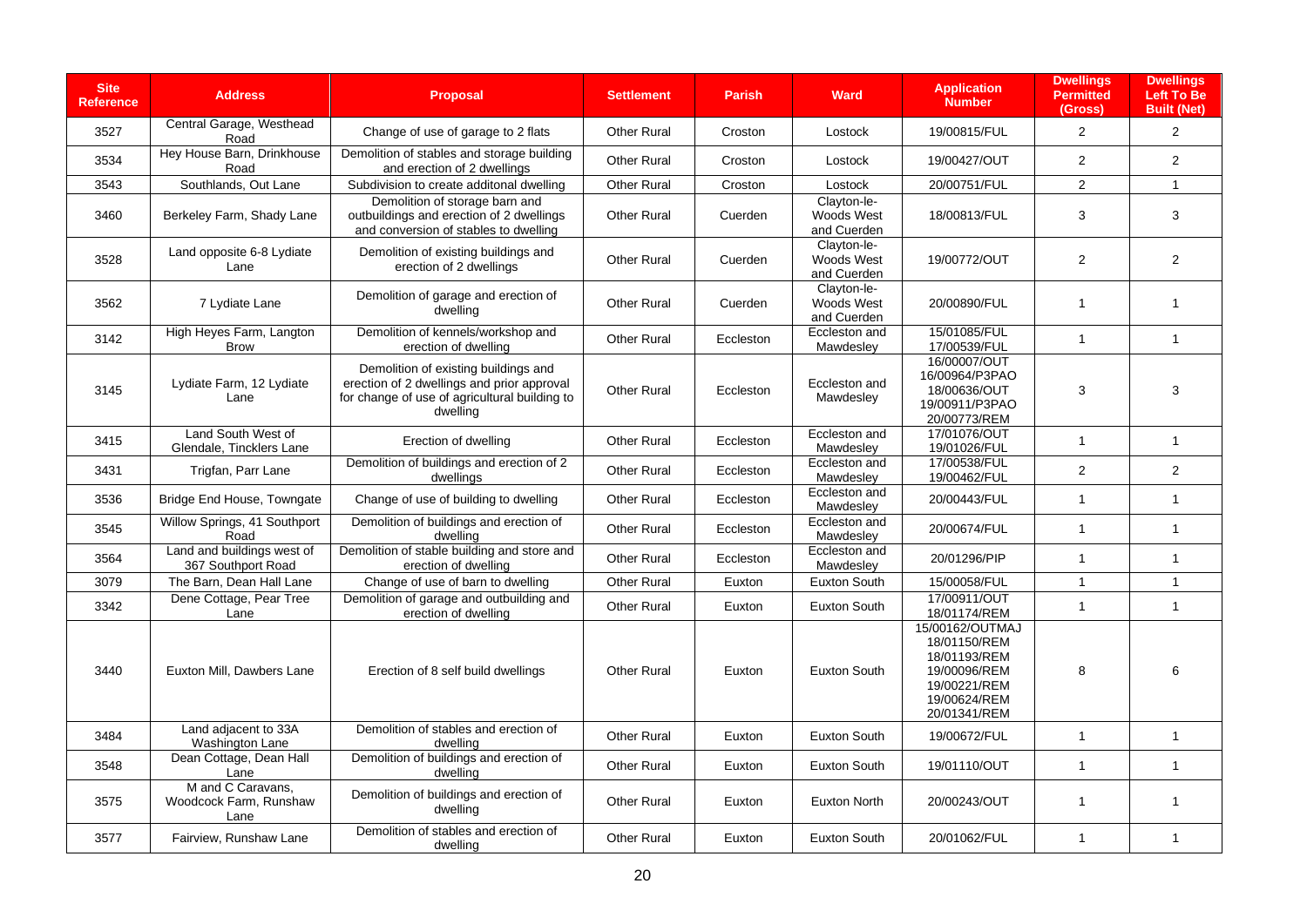| Site Reference | Address | Proposal | Settlement | Parish | Ward | Application Number | Dwellings Permitted (Gross) | Dwellings Left To Be Built (Net) |
|---|---|---|---|---|---|---|---|---|
| 3527 | Central Garage, Westhead Road | Change of use of garage to 2 flats | Other Rural | Croston | Lostock | 19/00815/FUL | 2 | 2 |
| 3534 | Hey House Barn, Drinkhouse Road | Demolition of stables and storage building and erection of 2 dwellings | Other Rural | Croston | Lostock | 19/00427/OUT | 2 | 2 |
| 3543 | Southlands, Out Lane | Subdivision to create additonal dwelling | Other Rural | Croston | Lostock | 20/00751/FUL | 2 | 1 |
| 3460 | Berkeley Farm, Shady Lane | Demolition of storage barn and outbuildings and erection of 2 dwellings and conversion of stables to dwelling | Other Rural | Cuerden | Clayton-le-Woods West and Cuerden | 18/00813/FUL | 3 | 3 |
| 3528 | Land opposite 6-8 Lydiate Lane | Demolition of existing buildings and erection of 2 dwellings | Other Rural | Cuerden | Clayton-le-Woods West and Cuerden | 19/00772/OUT | 2 | 2 |
| 3562 | 7 Lydiate Lane | Demolition of garage and erection of dwelling | Other Rural | Cuerden | Clayton-le-Woods West and Cuerden | 20/00890/FUL | 1 | 1 |
| 3142 | High Heyes Farm, Langton Brow | Demolition of kennels/workshop and erection of dwelling | Other Rural | Eccleston | Eccleston and Mawdesley | 15/01085/FUL 17/00539/FUL | 1 | 1 |
| 3145 | Lydiate Farm, 12 Lydiate Lane | Demolition of existing buildings and erection of 2 dwellings and prior approval for change of use of agricultural building to dwelling | Other Rural | Eccleston | Eccleston and Mawdesley | 16/00007/OUT 16/00964/P3PAO 18/00636/OUT 19/00911/P3PAO 20/00773/REM | 3 | 3 |
| 3415 | Land South West of Glendale, Tincklers Lane | Erection of dwelling | Other Rural | Eccleston | Eccleston and Mawdesley | 17/01076/OUT 19/01026/FUL | 1 | 1 |
| 3431 | Trigfan, Parr Lane | Demolition of buildings and erection of 2 dwellings | Other Rural | Eccleston | Eccleston and Mawdesley | 17/00538/FUL 19/00462/FUL | 2 | 2 |
| 3536 | Bridge End House, Towngate | Change of use of building to dwelling | Other Rural | Eccleston | Eccleston and Mawdesley | 20/00443/FUL | 1 | 1 |
| 3545 | Willow Springs, 41 Southport Road | Demolition of buildings and erection of dwelling | Other Rural | Eccleston | Eccleston and Mawdesley | 20/00674/FUL | 1 | 1 |
| 3564 | Land and buildings west of 367 Southport Road | Demolition of stable building and store and erection of dwelling | Other Rural | Eccleston | Eccleston and Mawdesley | 20/01296/PIP | 1 | 1 |
| 3079 | The Barn, Dean Hall Lane | Change of use of barn to dwelling | Other Rural | Euxton | Euxton South | 15/00058/FUL | 1 | 1 |
| 3342 | Dene Cottage, Pear Tree Lane | Demolition of garage and outbuilding and erection of dwelling | Other Rural | Euxton | Euxton South | 17/00911/OUT 18/01174/REM | 1 | 1 |
| 3440 | Euxton Mill, Dawbers Lane | Erection of 8 self build dwellings | Other Rural | Euxton | Euxton South | 15/00162/OUTMAJ 18/01150/REM 18/01193/REM 19/00096/REM 19/00221/REM 19/00624/REM 20/01341/REM | 8 | 6 |
| 3484 | Land adjacent to 33A Washington Lane | Demolition of stables and erection of dwelling | Other Rural | Euxton | Euxton South | 19/00672/FUL | 1 | 1 |
| 3548 | Dean Cottage, Dean Hall Lane | Demolition of buildings and erection of dwelling | Other Rural | Euxton | Euxton South | 19/01110/OUT | 1 | 1 |
| 3575 | M and C Caravans, Woodcock Farm, Runshaw Lane | Demolition of buildings and erection of dwelling | Other Rural | Euxton | Euxton North | 20/00243/OUT | 1 | 1 |
| 3577 | Fairview, Runshaw Lane | Demolition of stables and erection of dwelling | Other Rural | Euxton | Euxton South | 20/01062/FUL | 1 | 1 |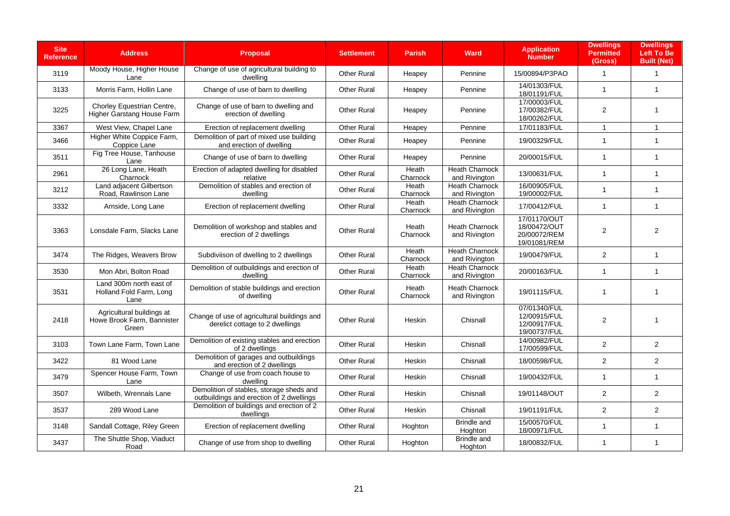| Site Reference | Address | Proposal | Settlement | Parish | Ward | Application Number | Dwellings Permitted (Gross) | Dwellings Left To Be Built (Net) |
|---|---|---|---|---|---|---|---|---|
| 3119 | Moody House, Higher House Lane | Change of use of agricultural building to dwelling | Other Rural | Heapey | Pennine | 15/00894/P3PAO | 1 | 1 |
| 3133 | Morris Farm, Hollin Lane | Change of use of barn to dwelling | Other Rural | Heapey | Pennine | 14/01303/FUL 18/01191/FUL | 1 | 1 |
| 3225 | Chorley Equestrian Centre, Higher Garstang House Farm | Change of use of barn to dwelling and erection of dwelling | Other Rural | Heapey | Pennine | 17/00003/FUL 17/00382/FUL 18/00262/FUL | 2 | 1 |
| 3367 | West View, Chapel Lane | Erection of replacement dwelling | Other Rural | Heapey | Pennine | 17/01183/FUL | 1 | 1 |
| 3466 | Higher White Coppice Farm, Coppice Lane | Demolition of part of mixed use building and erection of dwelling | Other Rural | Heapey | Pennine | 19/00329/FUL | 1 | 1 |
| 3511 | Fig Tree House, Tanhouse Lane | Change of use of barn to dwelling | Other Rural | Heapey | Pennine | 20/00015/FUL | 1 | 1 |
| 2961 | 26 Long Lane, Heath Charnock | Erection of adapted dwelling for disabled relative | Other Rural | Heath Charnock | Heath Charnock and Rivington | 13/00631/FUL | 1 | 1 |
| 3212 | Land adjacent Gilbertson Road, Rawlinson Lane | Demolition of stables and erection of dwelling | Other Rural | Heath Charnock | Heath Charnock and Rivington | 16/00905/FUL 19/00002/FUL | 1 | 1 |
| 3332 | Arnside, Long Lane | Erection of replacement dwelling | Other Rural | Heath Charnock | Heath Charnock and Rivington | 17/00412/FUL | 1 | 1 |
| 3363 | Lonsdale Farm, Slacks Lane | Demolition of workshop and stables and erection of 2 dwellings | Other Rural | Heath Charnock | Heath Charnock and Rivington | 17/01170/OUT 18/00472/OUT 20/00072/REM 19/01081/REM | 2 | 2 |
| 3474 | The Ridges, Weavers Brow | Subdiviison of dwelling to 2 dwellings | Other Rural | Heath Charnock | Heath Charnock and Rivington | 19/00479/FUL | 2 | 1 |
| 3530 | Mon Abri, Bolton Road | Demolition of outbuildings and erection of dwelling | Other Rural | Heath Charnock | Heath Charnock and Rivington | 20/00163/FUL | 1 | 1 |
| 3531 | Land 300m north east of Holland Fold Farm, Long Lane | Demolition of stable buildings and erection of dwelling | Other Rural | Heath Charnock | Heath Charnock and Rivington | 19/01115/FUL | 1 | 1 |
| 2418 | Agricultural buildings at Howe Brook Farm, Bannister Green | Change of use of agricultural buildings and derelict cottage to 2 dwellings | Other Rural | Heskin | Chisnall | 07/01340/FUL 12/00915/FUL 12/00917/FUL 19/00737/FUL | 2 | 1 |
| 3103 | Town Lane Farm, Town Lane | Demolition of existing stables and erection of 2 dwellings | Other Rural | Heskin | Chisnall | 14/00982/FUL 17/00599/FUL | 2 | 2 |
| 3422 | 81 Wood Lane | Demolition of garages and outbuildings and erection of 2 dwellings | Other Rural | Heskin | Chisnall | 18/00598/FUL | 2 | 2 |
| 3479 | Spencer House Farm, Town Lane | Change of use from coach house to dwelling | Other Rural | Heskin | Chisnall | 19/00432/FUL | 1 | 1 |
| 3507 | Wilbeth, Wrennals Lane | Demolition of stables, storage sheds and outbuildings and erection of 2 dwellings | Other Rural | Heskin | Chisnall | 19/01148/OUT | 2 | 2 |
| 3537 | 289 Wood Lane | Demolition of buildings and erection of 2 dwellings | Other Rural | Heskin | Chisnall | 19/01191/FUL | 2 | 2 |
| 3148 | Sandall Cottage, Riley Green | Erection of replacement dwelling | Other Rural | Hoghton | Brindle and Hoghton | 15/00570/FUL 18/00971/FUL | 1 | 1 |
| 3437 | The Shuttle Shop, Viaduct Road | Change of use from shop to dwelling | Other Rural | Hoghton | Brindle and Hoghton | 18/00832/FUL | 1 | 1 |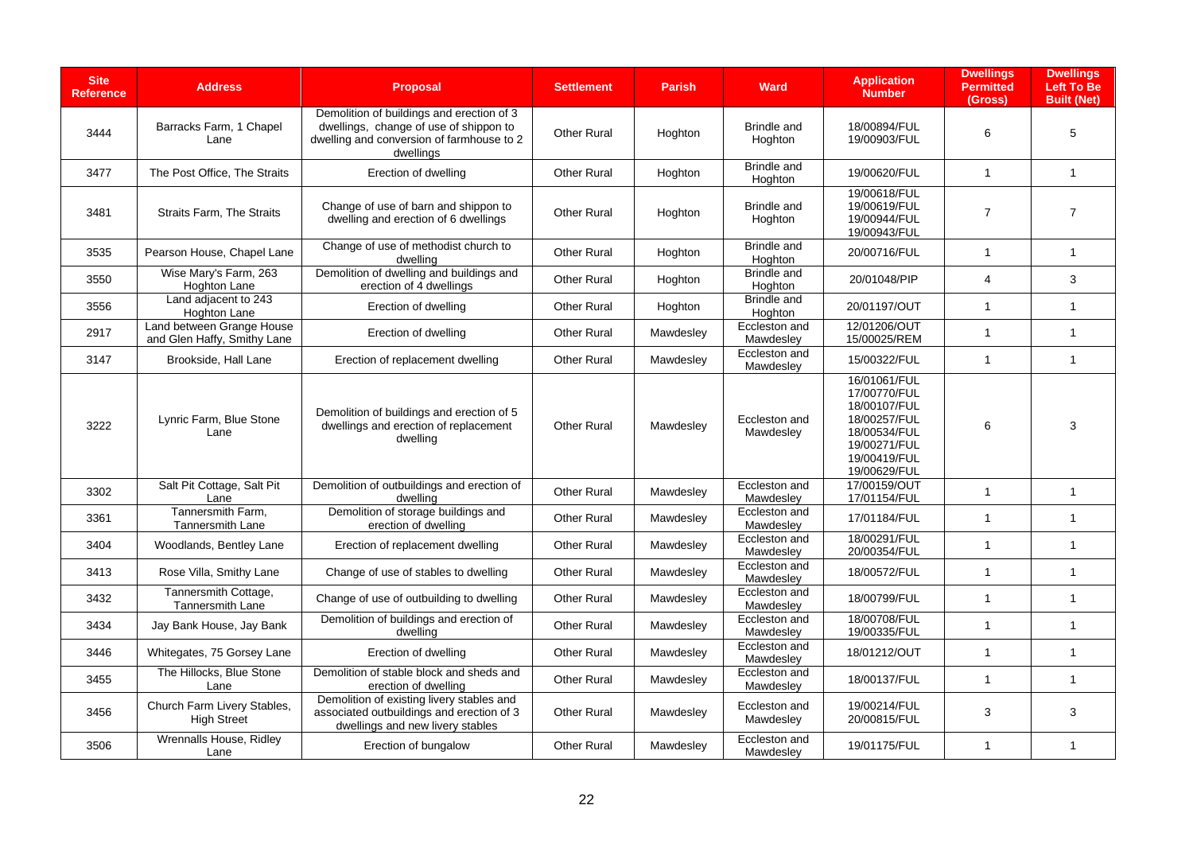| Site Reference | Address | Proposal | Settlement | Parish | Ward | Application Number | Dwellings Permitted (Gross) | Dwellings Left To Be Built (Net) |
|---|---|---|---|---|---|---|---|---|
| 3444 | Barracks Farm, 1 Chapel Lane | Demolition of buildings and erection of 3 dwellings, change of use of shippon to dwelling and conversion of farmhouse to 2 dwellings | Other Rural | Hoghton | Brindle and Hoghton | 18/00894/FUL 19/00903/FUL | 6 | 5 |
| 3477 | The Post Office, The Straits | Erection of dwelling | Other Rural | Hoghton | Brindle and Hoghton | 19/00620/FUL | 1 | 1 |
| 3481 | Straits Farm, The Straits | Change of use of barn and shippon to dwelling and erection of 6 dwellings | Other Rural | Hoghton | Brindle and Hoghton | 19/00618/FUL 19/00619/FUL 19/00944/FUL 19/00943/FUL | 7 | 7 |
| 3535 | Pearson House, Chapel Lane | Change of use of methodist church to dwelling | Other Rural | Hoghton | Brindle and Hoghton | 20/00716/FUL | 1 | 1 |
| 3550 | Wise Mary's Farm, 263 Hoghton Lane | Demolition of dwelling and buildings and erection of 4 dwellings | Other Rural | Hoghton | Brindle and Hoghton | 20/01048/PIP | 4 | 3 |
| 3556 | Land adjacent to 243 Hoghton Lane | Erection of dwelling | Other Rural | Hoghton | Brindle and Hoghton | 20/01197/OUT | 1 | 1 |
| 2917 | Land between Grange House and Glen Haffy, Smithy Lane | Erection of dwelling | Other Rural | Mawdesley | Eccleston and Mawdesley | 12/01206/OUT 15/00025/REM | 1 | 1 |
| 3147 | Brookside, Hall Lane | Erection of replacement dwelling | Other Rural | Mawdesley | Eccleston and Mawdesley | 15/00322/FUL | 1 | 1 |
| 3222 | Lynric Farm, Blue Stone Lane | Demolition of buildings and erection of 5 dwellings and erection of replacement dwelling | Other Rural | Mawdesley | Eccleston and Mawdesley | 16/01061/FUL 17/00770/FUL 18/00107/FUL 18/00257/FUL 18/00534/FUL 19/00271/FUL 19/00419/FUL 19/00629/FUL | 6 | 3 |
| 3302 | Salt Pit Cottage, Salt Pit Lane | Demolition of outbuildings and erection of dwelling | Other Rural | Mawdesley | Eccleston and Mawdesley | 17/00159/OUT 17/01154/FUL | 1 | 1 |
| 3361 | Tannersmith Farm, Tannersmith Lane | Demolition of storage buildings and erection of dwelling | Other Rural | Mawdesley | Eccleston and Mawdesley | 17/01184/FUL | 1 | 1 |
| 3404 | Woodlands, Bentley Lane | Erection of replacement dwelling | Other Rural | Mawdesley | Eccleston and Mawdesley | 18/00291/FUL 20/00354/FUL | 1 | 1 |
| 3413 | Rose Villa, Smithy Lane | Change of use of stables to dwelling | Other Rural | Mawdesley | Eccleston and Mawdesley | 18/00572/FUL | 1 | 1 |
| 3432 | Tannersmith Cottage, Tannersmith Lane | Change of use of outbuilding to dwelling | Other Rural | Mawdesley | Eccleston and Mawdesley | 18/00799/FUL | 1 | 1 |
| 3434 | Jay Bank House, Jay Bank | Demolition of buildings and erection of dwelling | Other Rural | Mawdesley | Eccleston and Mawdesley | 18/00708/FUL 19/00335/FUL | 1 | 1 |
| 3446 | Whitegates, 75 Gorsey Lane | Erection of dwelling | Other Rural | Mawdesley | Eccleston and Mawdesley | 18/01212/OUT | 1 | 1 |
| 3455 | The Hillocks, Blue Stone Lane | Demolition of stable block and sheds and erection of dwelling | Other Rural | Mawdesley | Eccleston and Mawdesley | 18/00137/FUL | 1 | 1 |
| 3456 | Church Farm Livery Stables, High Street | Demolition of existing livery stables and associated outbuildings and erection of 3 dwellings and new livery stables | Other Rural | Mawdesley | Eccleston and Mawdesley | 19/00214/FUL 20/00815/FUL | 3 | 3 |
| 3506 | Wrennalls House, Ridley Lane | Erection of bungalow | Other Rural | Mawdesley | Eccleston and Mawdesley | 19/01175/FUL | 1 | 1 |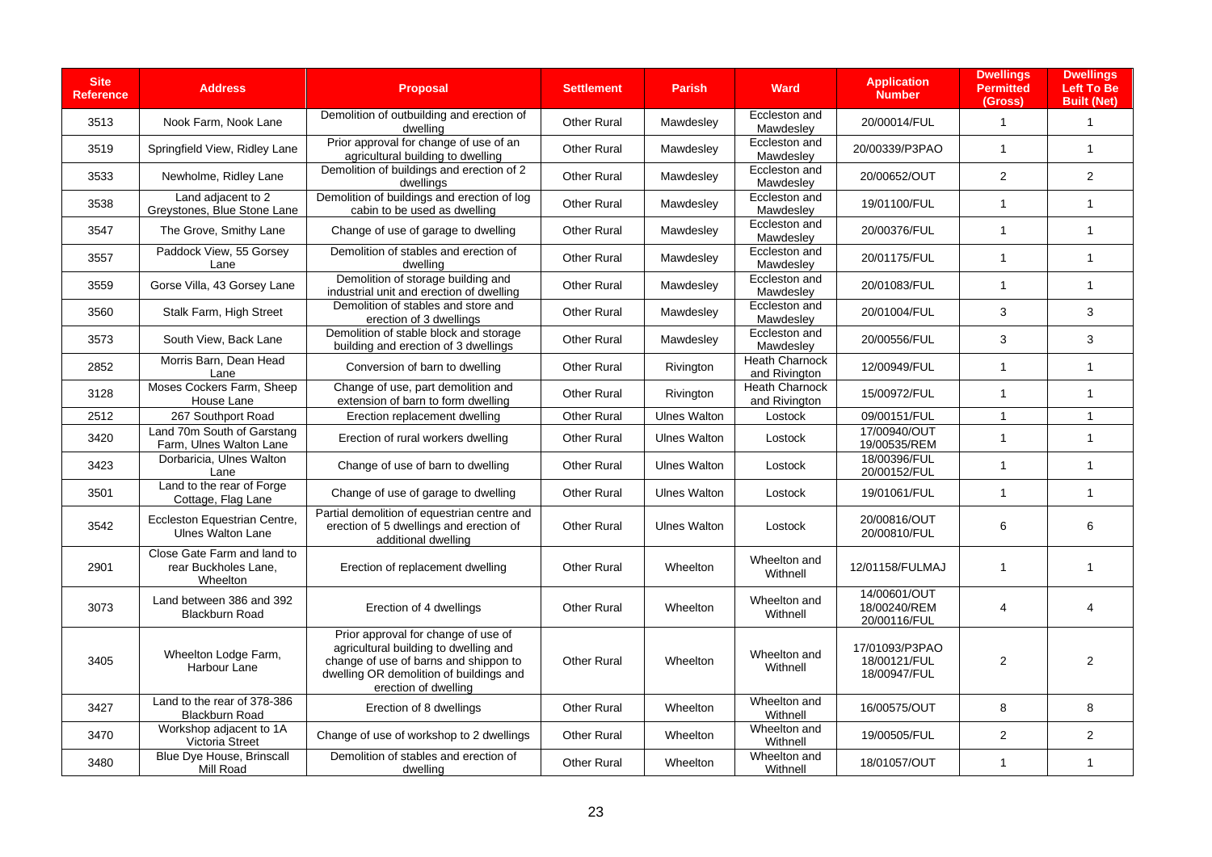| Site Reference | Address | Proposal | Settlement | Parish | Ward | Application Number | Dwellings Permitted (Gross) | Dwellings Left To Be Built (Net) |
|---|---|---|---|---|---|---|---|---|
| 3513 | Nook Farm, Nook Lane | Demolition of outbuilding and erection of dwelling | Other Rural | Mawdesley | Eccleston and Mawdesley | 20/00014/FUL | 1 | 1 |
| 3519 | Springfield View, Ridley Lane | Prior approval for change of use of an agricultural building to dwelling | Other Rural | Mawdesley | Eccleston and Mawdesley | 20/00339/P3PAO | 1 | 1 |
| 3533 | Newholme, Ridley Lane | Demolition of buildings and erection of 2 dwellings | Other Rural | Mawdesley | Eccleston and Mawdesley | 20/00652/OUT | 2 | 2 |
| 3538 | Land adjacent to 2 Greystones, Blue Stone Lane | Demolition of buildings and erection of log cabin to be used as dwelling | Other Rural | Mawdesley | Eccleston and Mawdesley | 19/01100/FUL | 1 | 1 |
| 3547 | The Grove, Smithy Lane | Change of use of garage to dwelling | Other Rural | Mawdesley | Eccleston and Mawdesley | 20/00376/FUL | 1 | 1 |
| 3557 | Paddock View, 55 Gorsey Lane | Demolition of stables and erection of dwelling | Other Rural | Mawdesley | Eccleston and Mawdesley | 20/01175/FUL | 1 | 1 |
| 3559 | Gorse Villa, 43 Gorsey Lane | Demolition of storage building and industrial unit and erection of dwelling | Other Rural | Mawdesley | Eccleston and Mawdesley | 20/01083/FUL | 1 | 1 |
| 3560 | Stalk Farm, High Street | Demolition of stables and store and erection of 3 dwellings | Other Rural | Mawdesley | Eccleston and Mawdesley | 20/01004/FUL | 3 | 3 |
| 3573 | South View, Back Lane | Demolition of stable block and storage building and erection of 3 dwellings | Other Rural | Mawdesley | Eccleston and Mawdesley | 20/00556/FUL | 3 | 3 |
| 2852 | Morris Barn, Dean Head Lane | Conversion of barn to dwelling | Other Rural | Rivington | Heath Charnock and Rivington | 12/00949/FUL | 1 | 1 |
| 3128 | Moses Cockers Farm, Sheep House Lane | Change of use, part demolition and extension of barn to form dwelling | Other Rural | Rivington | Heath Charnock and Rivington | 15/00972/FUL | 1 | 1 |
| 2512 | 267 Southport Road | Erection replacement dwelling | Other Rural | Ulnes Walton | Lostock | 09/00151/FUL | 1 | 1 |
| 3420 | Land 70m South of Garstang Farm, Ulnes Walton Lane | Erection of rural workers dwelling | Other Rural | Ulnes Walton | Lostock | 17/00940/OUT 19/00535/REM | 1 | 1 |
| 3423 | Dorbaricia, Ulnes Walton Lane | Change of use of barn to dwelling | Other Rural | Ulnes Walton | Lostock | 18/00396/FUL 20/00152/FUL | 1 | 1 |
| 3501 | Land to the rear of Forge Cottage, Flag Lane | Change of use of garage to dwelling | Other Rural | Ulnes Walton | Lostock | 19/01061/FUL | 1 | 1 |
| 3542 | Eccleston Equestrian Centre, Ulnes Walton Lane | Partial demolition of equestrian centre and erection of 5 dwellings and erection of additional dwelling | Other Rural | Ulnes Walton | Lostock | 20/00816/OUT 20/00810/FUL | 6 | 6 |
| 2901 | Close Gate Farm and land to rear Buckholes Lane, Wheelton | Erection of replacement dwelling | Other Rural | Wheelton | Wheelton and Withnell | 12/01158/FULMAJ | 1 | 1 |
| 3073 | Land between 386 and 392 Blackburn Road | Erection of 4 dwellings | Other Rural | Wheelton | Wheelton and Withnell | 14/00601/OUT 18/00240/REM 20/00116/FUL | 4 | 4 |
| 3405 | Wheelton Lodge Farm, Harbour Lane | Prior approval for change of use of agricultural building to dwelling and change of use of barns and shippon to dwelling OR demolition of buildings and erection of dwelling | Other Rural | Wheelton | Wheelton and Withnell | 17/01093/P3PAO 18/00121/FUL 18/00947/FUL | 2 | 2 |
| 3427 | Land to the rear of 378-386 Blackburn Road | Erection of 8 dwellings | Other Rural | Wheelton | Wheelton and Withnell | 16/00575/OUT | 8 | 8 |
| 3470 | Workshop adjacent to 1A Victoria Street | Change of use of workshop to 2 dwellings | Other Rural | Wheelton | Wheelton and Withnell | 19/00505/FUL | 2 | 2 |
| 3480 | Blue Dye House, Brinscall Mill Road | Demolition of stables and erection of dwelling | Other Rural | Wheelton | Wheelton and Withnell | 18/01057/OUT | 1 | 1 |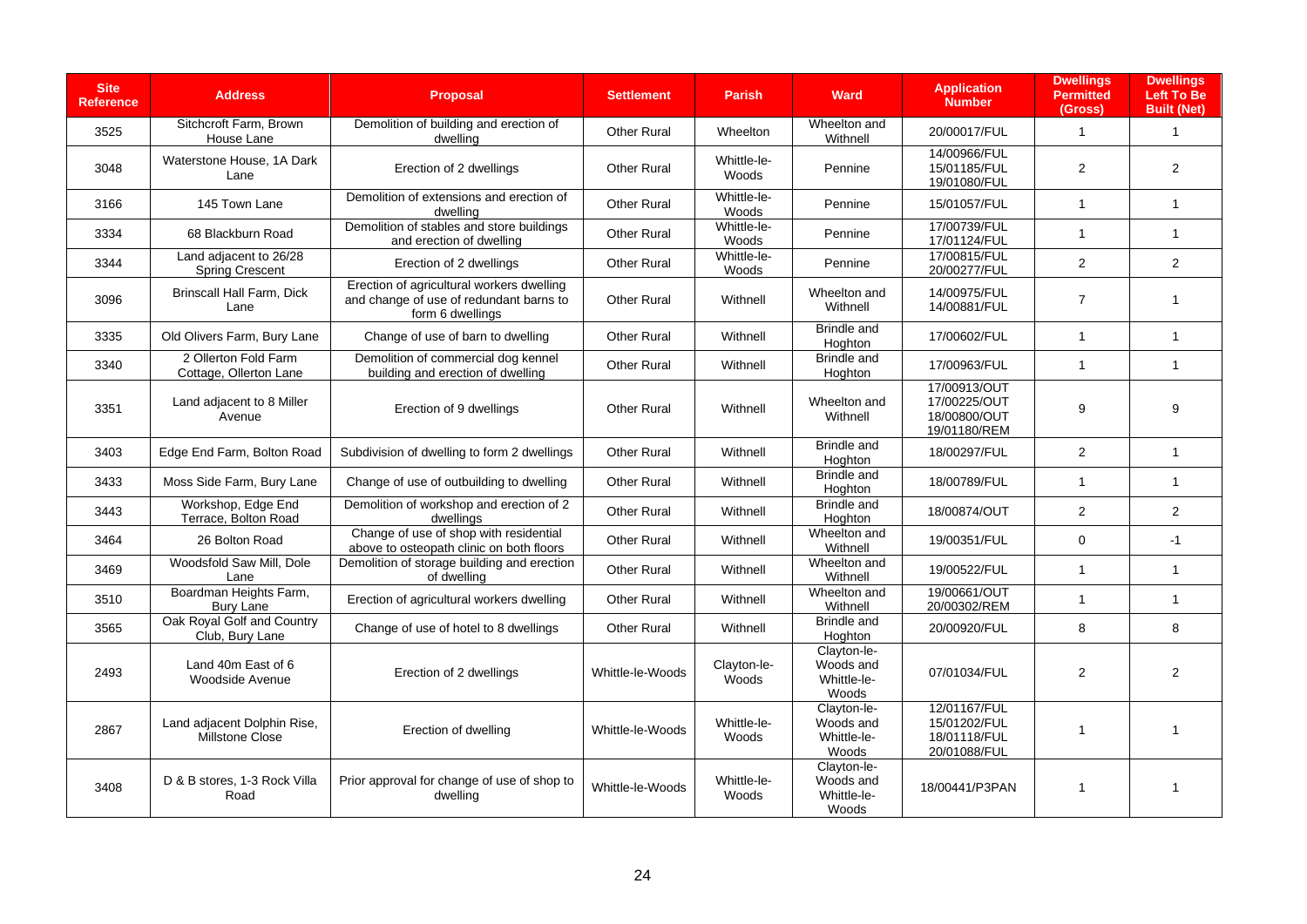| Site Reference | Address | Proposal | Settlement | Parish | Ward | Application Number | Dwellings Permitted (Gross) | Dwellings Left To Be Built (Net) |
|---|---|---|---|---|---|---|---|---|
| 3525 | Sitchcroft Farm, Brown House Lane | Demolition of building and erection of dwelling | Other Rural | Wheelton | Wheelton and Withnell | 20/00017/FUL | 1 | 1 |
| 3048 | Waterstone House, 1A Dark Lane | Erection of 2 dwellings | Other Rural | Whittle-le-Woods | Pennine | 14/00966/FUL 15/01185/FUL 19/01080/FUL | 2 | 2 |
| 3166 | 145 Town Lane | Demolition of extensions and erection of dwelling | Other Rural | Whittle-le-Woods | Pennine | 15/01057/FUL | 1 | 1 |
| 3334 | 68 Blackburn Road | Demolition of stables and store buildings and erection of dwelling | Other Rural | Whittle-le-Woods | Pennine | 17/00739/FUL 17/01124/FUL | 1 | 1 |
| 3344 | Land adjacent to 26/28 Spring Crescent | Erection of 2 dwellings | Other Rural | Whittle-le-Woods | Pennine | 17/00815/FUL 20/00277/FUL | 2 | 2 |
| 3096 | Brinscall Hall Farm, Dick Lane | Erection of agricultural workers dwelling and change of use of redundant barns to form 6 dwellings | Other Rural | Withnell | Wheelton and Withnell | 14/00975/FUL 14/00881/FUL | 7 | 1 |
| 3335 | Old Olivers Farm, Bury Lane | Change of use of barn to dwelling | Other Rural | Withnell | Brindle and Hoghton | 17/00602/FUL | 1 | 1 |
| 3340 | 2 Ollerton Fold Farm Cottage, Ollerton Lane | Demolition of commercial dog kennel building and erection of dwelling | Other Rural | Withnell | Brindle and Hoghton | 17/00963/FUL | 1 | 1 |
| 3351 | Land adjacent to 8 Miller Avenue | Erection of 9 dwellings | Other Rural | Withnell | Wheelton and Withnell | 17/00913/OUT 17/00225/OUT 18/00800/OUT 19/01180/REM | 9 | 9 |
| 3403 | Edge End Farm, Bolton Road | Subdivision of dwelling to form 2 dwellings | Other Rural | Withnell | Brindle and Hoghton | 18/00297/FUL | 2 | 1 |
| 3433 | Moss Side Farm, Bury Lane | Change of use of outbuilding to dwelling | Other Rural | Withnell | Brindle and Hoghton | 18/00789/FUL | 1 | 1 |
| 3443 | Workshop, Edge End Terrace, Bolton Road | Demolition of workshop and erection of 2 dwellings | Other Rural | Withnell | Brindle and Hoghton | 18/00874/OUT | 2 | 2 |
| 3464 | 26 Bolton Road | Change of use of shop with residential above to osteopath clinic on both floors | Other Rural | Withnell | Wheelton and Withnell | 19/00351/FUL | 0 | -1 |
| 3469 | Woodsfold Saw Mill, Dole Lane | Demolition of storage building and erection of dwelling | Other Rural | Withnell | Wheelton and Withnell | 19/00522/FUL | 1 | 1 |
| 3510 | Boardman Heights Farm, Bury Lane | Erection of agricultural workers dwelling | Other Rural | Withnell | Wheelton and Withnell | 19/00661/OUT 20/00302/REM | 1 | 1 |
| 3565 | Oak Royal Golf and Country Club, Bury Lane | Change of use of hotel to 8 dwellings | Other Rural | Withnell | Brindle and Hoghton | 20/00920/FUL | 8 | 8 |
| 2493 | Land 40m East of 6 Woodside Avenue | Erection of 2 dwellings | Whittle-le-Woods | Clayton-le-Woods | Clayton-le-Woods and Whittle-le-Woods | 07/01034/FUL | 2 | 2 |
| 2867 | Land adjacent Dolphin Rise, Millstone Close | Erection of dwelling | Whittle-le-Woods | Whittle-le-Woods | Clayton-le-Woods and Whittle-le-Woods | 12/01167/FUL 15/01202/FUL 18/01118/FUL 20/01088/FUL | 1 | 1 |
| 3408 | D & B stores, 1-3 Rock Villa Road | Prior approval for change of use of shop to dwelling | Whittle-le-Woods | Whittle-le-Woods | Clayton-le-Woods and Whittle-le-Woods | 18/00441/P3PAN | 1 | 1 |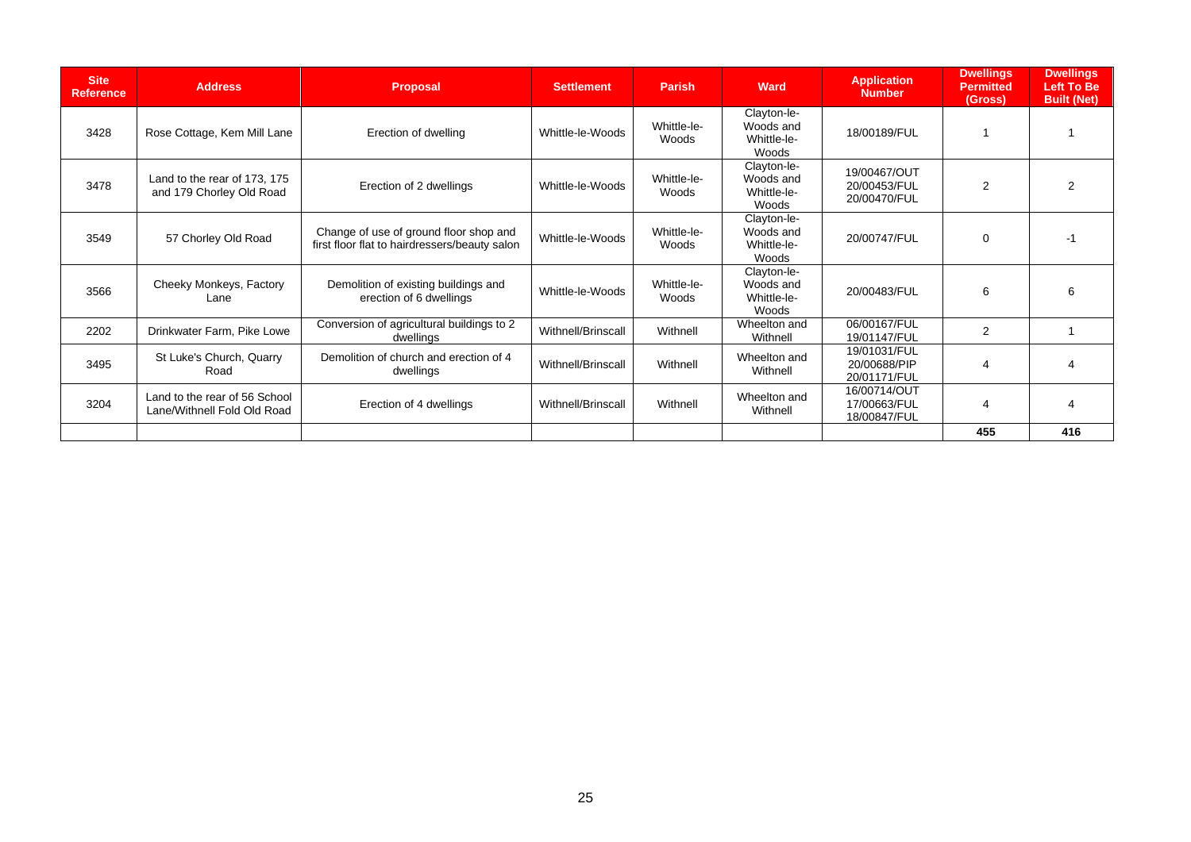| Site Reference | Address | Proposal | Settlement | Parish | Ward | Application Number | Dwellings Permitted (Gross) | Dwellings Left To Be Built (Net) |
|---|---|---|---|---|---|---|---|---|
| 3428 | Rose Cottage, Kem Mill Lane | Erection of dwelling | Whittle-le-Woods | Whittle-le-Woods | Clayton-le-Woods and Whittle-le-Woods | 18/00189/FUL | 1 | 1 |
| 3478 | Land to the rear of 173, 175 and 179 Chorley Old Road | Erection of 2 dwellings | Whittle-le-Woods | Whittle-le-Woods | Clayton-le-Woods and Whittle-le-Woods | 19/00467/OUT 20/00453/FUL 20/00470/FUL | 2 | 2 |
| 3549 | 57 Chorley Old Road | Change of use of ground floor shop and first floor flat to hairdressers/beauty salon | Whittle-le-Woods | Whittle-le-Woods | Clayton-le-Woods and Whittle-le-Woods | 20/00747/FUL | 0 | -1 |
| 3566 | Cheeky Monkeys, Factory Lane | Demolition of existing buildings and erection of 6 dwellings | Whittle-le-Woods | Whittle-le-Woods | Clayton-le-Woods and Whittle-le-Woods | 20/00483/FUL | 6 | 6 |
| 2202 | Drinkwater Farm, Pike Lowe | Conversion of agricultural buildings to 2 dwellings | Withnell/Brinscall | Withnell | Wheelton and Withnell | 06/00167/FUL 19/01147/FUL | 2 | 1 |
| 3495 | St Luke's Church, Quarry Road | Demolition of church and erection of 4 dwellings | Withnell/Brinscall | Withnell | Wheelton and Withnell | 19/01031/FUL 20/00688/PIP 20/01171/FUL | 4 | 4 |
| 3204 | Land to the rear of 56 School Lane/Withnell Fold Old Road | Erection of 4 dwellings | Withnell/Brinscall | Withnell | Wheelton and Withnell | 16/00714/OUT 17/00663/FUL 18/00847/FUL | 4 | 4 |
| | | | | | | | **455** | **416** |